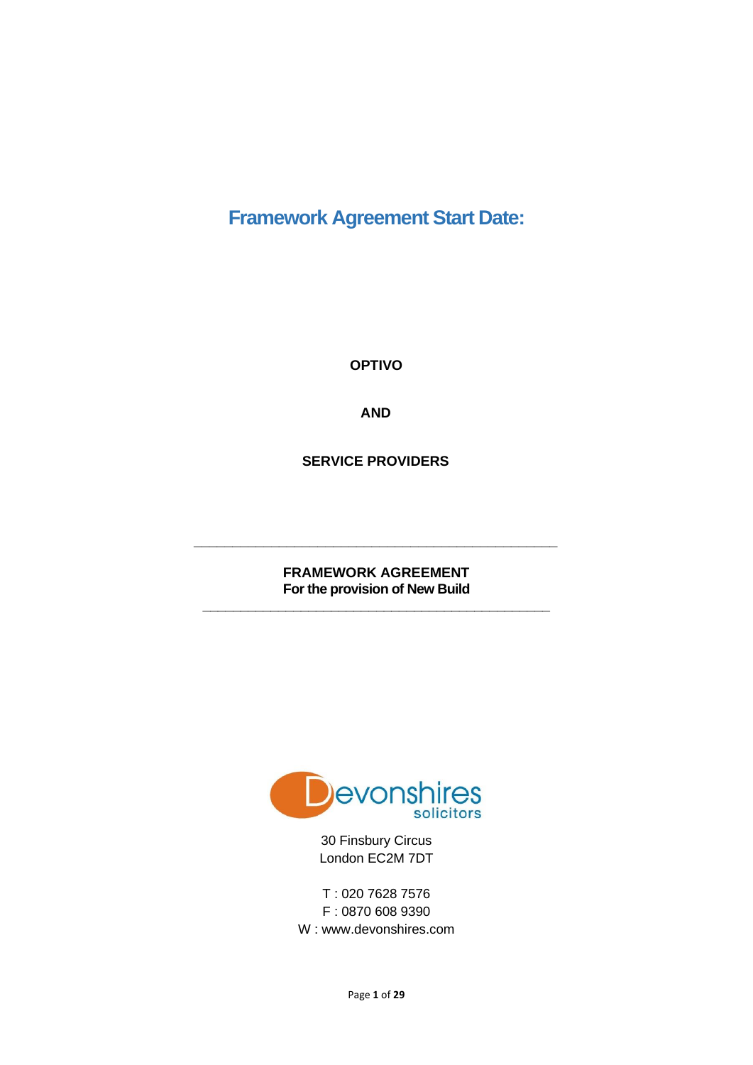# Framework Agreement Start Date:

**OPTIVO**

**AND**

**SERVICE PROVIDERS**

---

**FRAMEWORK AGREEMENT**
**For the provision of New Build**

---

Devonshires solicitors

30 Finsbury Circus
London EC2M 7DT

T : 020 7628 7576
F : 0870 608 9390
W : www.devonshires.com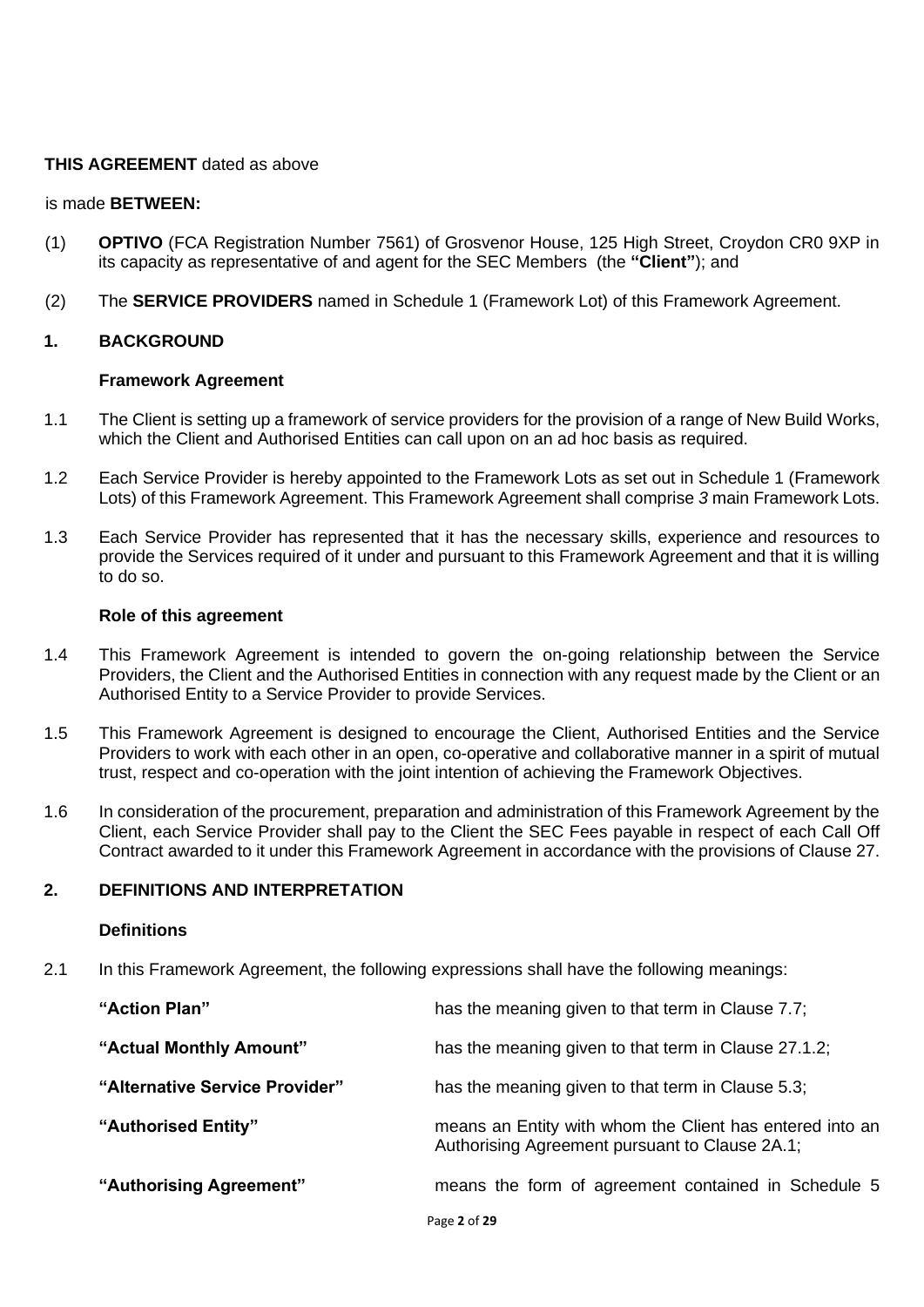**THIS AGREEMENT** dated as above

is made **BETWEEN:**

(1) **OPTIVO** (FCA Registration Number 7561) of Grosvenor House, 125 High Street, Croydon CR0 9XP in its capacity as representative of and agent for the SEC Members (the **"Client"**); and

(2) The **SERVICE PROVIDERS** named in Schedule 1 (Framework Lot) of this Framework Agreement.

## 1. BACKGROUND

### Framework Agreement

1.1 The Client is setting up a framework of service providers for the provision of a range of New Build Works, which the Client and Authorised Entities can call upon on an ad hoc basis as required.

1.2 Each Service Provider is hereby appointed to the Framework Lots as set out in Schedule 1 (Framework Lots) of this Framework Agreement. This Framework Agreement shall comprise *3* main Framework Lots.

1.3 Each Service Provider has represented that it has the necessary skills, experience and resources to provide the Services required of it under and pursuant to this Framework Agreement and that it is willing to do so.

### Role of this agreement

1.4 This Framework Agreement is intended to govern the on-going relationship between the Service Providers, the Client and the Authorised Entities in connection with any request made by the Client or an Authorised Entity to a Service Provider to provide Services.

1.5 This Framework Agreement is designed to encourage the Client, Authorised Entities and the Service Providers to work with each other in an open, co-operative and collaborative manner in a spirit of mutual trust, respect and co-operation with the joint intention of achieving the Framework Objectives.

1.6 In consideration of the procurement, preparation and administration of this Framework Agreement by the Client, each Service Provider shall pay to the Client the SEC Fees payable in respect of each Call Off Contract awarded to it under this Framework Agreement in accordance with the provisions of Clause 27.

## 2. DEFINITIONS AND INTERPRETATION

### Definitions

2.1 In this Framework Agreement, the following expressions shall have the following meanings:

**"Action Plan"** has the meaning given to that term in Clause 7.7;

**"Actual Monthly Amount"** has the meaning given to that term in Clause 27.1.2;

**"Alternative Service Provider"** has the meaning given to that term in Clause 5.3;

**"Authorised Entity"** means an Entity with whom the Client has entered into an Authorising Agreement pursuant to Clause 2A.1;

**"Authorising Agreement"** means the form of agreement contained in Schedule 5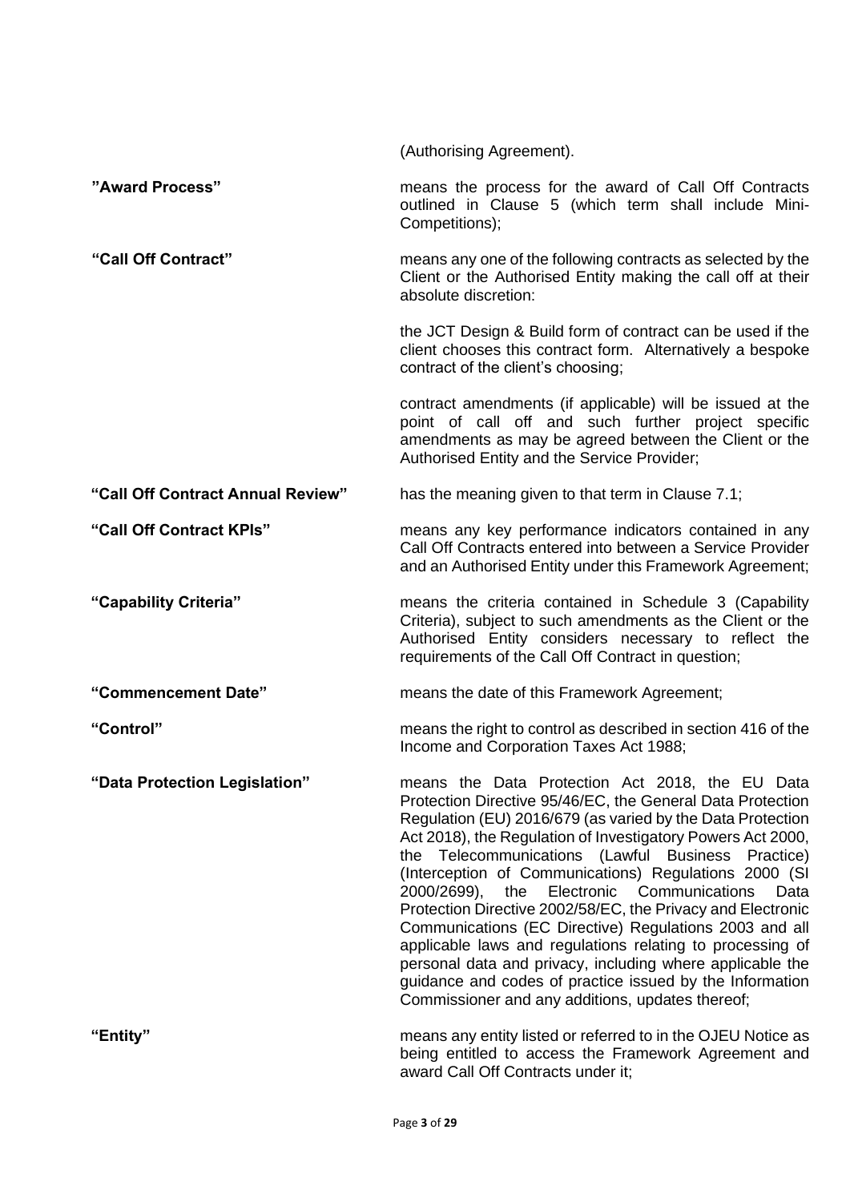(Authorising Agreement).

| | |
|---|---|
| **"Award Process"** | means the process for the award of Call Off Contracts outlined in Clause 5 (which term shall include Mini-Competitions); |
| **"Call Off Contract"** | means any one of the following contracts as selected by the Client or the Authorised Entity making the call off at their absolute discretion:<br><br>the JCT Design & Build form of contract can be used if the client chooses this contract form. Alternatively a bespoke contract of the client's choosing;<br><br>contract amendments (if applicable) will be issued at the point of call off and such further project specific amendments as may be agreed between the Client or the Authorised Entity and the Service Provider; |
| **"Call Off Contract Annual Review"** | has the meaning given to that term in Clause 7.1; |
| **"Call Off Contract KPIs"** | means any key performance indicators contained in any Call Off Contracts entered into between a Service Provider and an Authorised Entity under this Framework Agreement; |
| **"Capability Criteria"** | means the criteria contained in Schedule 3 (Capability Criteria), subject to such amendments as the Client or the Authorised Entity considers necessary to reflect the requirements of the Call Off Contract in question; |
| **"Commencement Date"** | means the date of this Framework Agreement; |
| **"Control"** | means the right to control as described in section 416 of the Income and Corporation Taxes Act 1988; |
| **"Data Protection Legislation"** | means the Data Protection Act 2018, the EU Data Protection Directive 95/46/EC, the General Data Protection Regulation (EU) 2016/679 (as varied by the Data Protection Act 2018), the Regulation of Investigatory Powers Act 2000, the Telecommunications (Lawful Business Practice) (Interception of Communications) Regulations 2000 (SI 2000/2699), the Electronic Communications Data Protection Directive 2002/58/EC, the Privacy and Electronic Communications (EC Directive) Regulations 2003 and all applicable laws and regulations relating to processing of personal data and privacy, including where applicable the guidance and codes of practice issued by the Information Commissioner and any additions, updates thereof; |
| **"Entity"** | means any entity listed or referred to in the OJEU Notice as being entitled to access the Framework Agreement and award Call Off Contracts under it; |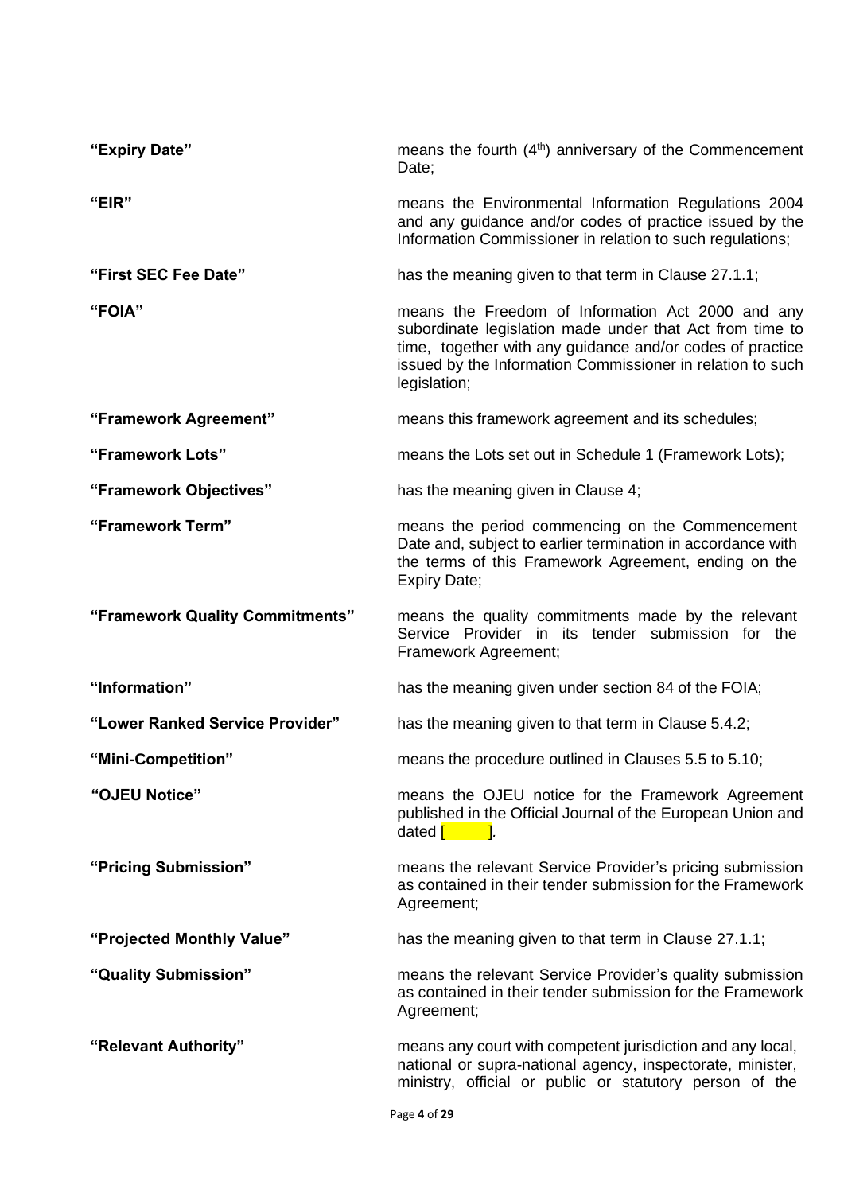| | |
|---|---|
| **"Expiry Date"** | means the fourth (4th) anniversary of the Commencement Date; |
| **"EIR"** | means the Environmental Information Regulations 2004 and any guidance and/or codes of practice issued by the Information Commissioner in relation to such regulations; |
| **"First SEC Fee Date"** | has the meaning given to that term in Clause 27.1.1; |
| **"FOIA"** | means the Freedom of Information Act 2000 and any subordinate legislation made under that Act from time to time, together with any guidance and/or codes of practice issued by the Information Commissioner in relation to such legislation; |
| **"Framework Agreement"** | means this framework agreement and its schedules; |
| **"Framework Lots"** | means the Lots set out in Schedule 1 (Framework Lots); |
| **"Framework Objectives"** | has the meaning given in Clause 4; |
| **"Framework Term"** | means the period commencing on the Commencement Date and, subject to earlier termination in accordance with the terms of this Framework Agreement, ending on the Expiry Date; |
| **"Framework Quality Commitments"** | means the quality commitments made by the relevant Service Provider in its tender submission for the Framework Agreement; |
| **"Information"** | has the meaning given under section 84 of the FOIA; |
| **"Lower Ranked Service Provider"** | has the meaning given to that term in Clause 5.4.2; |
| **"Mini-Competition"** | means the procedure outlined in Clauses 5.5 to 5.10; |
| **"OJEU Notice"** | means the OJEU notice for the Framework Agreement published in the Official Journal of the European Union and dated [ ]. |
| **"Pricing Submission"** | means the relevant Service Provider's pricing submission as contained in their tender submission for the Framework Agreement; |
| **"Projected Monthly Value"** | has the meaning given to that term in Clause 27.1.1; |
| **"Quality Submission"** | means the relevant Service Provider's quality submission as contained in their tender submission for the Framework Agreement; |
| **"Relevant Authority"** | means any court with competent jurisdiction and any local, national or supra-national agency, inspectorate, minister, ministry, official or public or statutory person of the |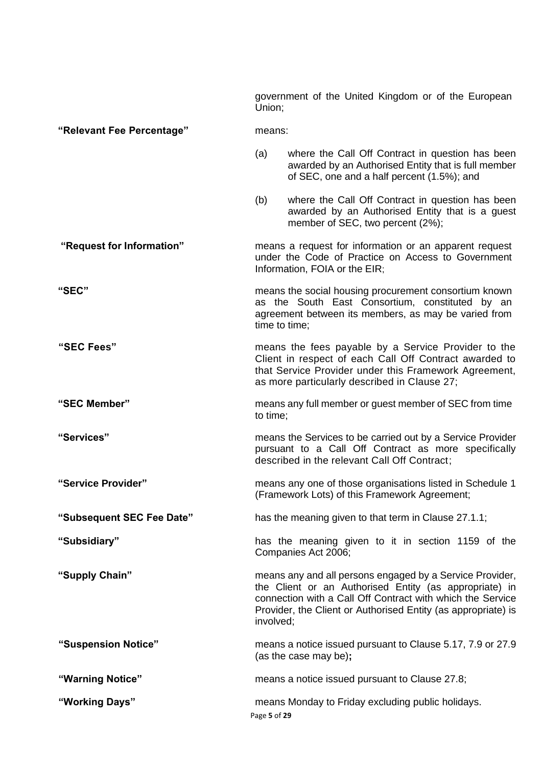government of the United Kingdom or of the European Union;

**"Relevant Fee Percentage"** means:

(a) where the Call Off Contract in question has been awarded by an Authorised Entity that is full member of SEC, one and a half percent (1.5%); and

(b) where the Call Off Contract in question has been awarded by an Authorised Entity that is a guest member of SEC, two percent (2%);

**"Request for Information"** means a request for information or an apparent request under the Code of Practice on Access to Government Information, FOIA or the EIR;

**"SEC"** means the social housing procurement consortium known as the South East Consortium, constituted by an agreement between its members, as may be varied from time to time;

**"SEC Fees"** means the fees payable by a Service Provider to the Client in respect of each Call Off Contract awarded to that Service Provider under this Framework Agreement, as more particularly described in Clause 27;

**"SEC Member"** means any full member or guest member of SEC from time to time;

**"Services"** means the Services to be carried out by a Service Provider pursuant to a Call Off Contract as more specifically described in the relevant Call Off Contract;

**"Service Provider"** means any one of those organisations listed in Schedule 1 (Framework Lots) of this Framework Agreement;

**"Subsequent SEC Fee Date"** has the meaning given to that term in Clause 27.1.1;

**"Subsidiary"** has the meaning given to it in section 1159 of the Companies Act 2006;

**"Supply Chain"** means any and all persons engaged by a Service Provider, the Client or an Authorised Entity (as appropriate) in connection with a Call Off Contract with which the Service Provider, the Client or Authorised Entity (as appropriate) is involved;

**"Suspension Notice"** means a notice issued pursuant to Clause 5.17, 7.9 or 27.9 (as the case may be)**;**

**"Warning Notice"** means a notice issued pursuant to Clause 27.8;

**"Working Days"** means Monday to Friday excluding public holidays.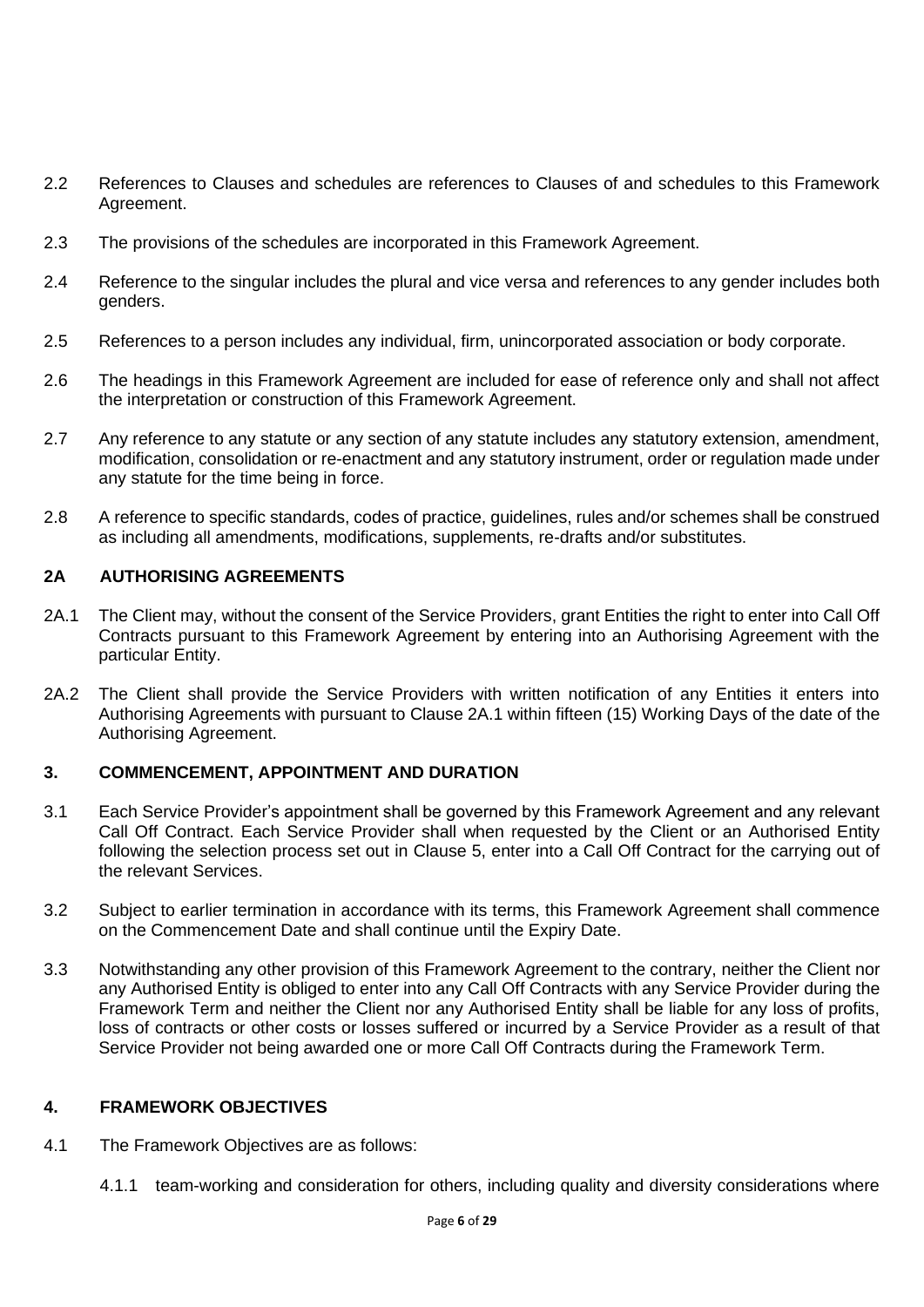2.2 References to Clauses and schedules are references to Clauses of and schedules to this Framework Agreement.

2.3 The provisions of the schedules are incorporated in this Framework Agreement.

2.4 Reference to the singular includes the plural and vice versa and references to any gender includes both genders.

2.5 References to a person includes any individual, firm, unincorporated association or body corporate.

2.6 The headings in this Framework Agreement are included for ease of reference only and shall not affect the interpretation or construction of this Framework Agreement.

2.7 Any reference to any statute or any section of any statute includes any statutory extension, amendment, modification, consolidation or re-enactment and any statutory instrument, order or regulation made under any statute for the time being in force.

2.8 A reference to specific standards, codes of practice, guidelines, rules and/or schemes shall be construed as including all amendments, modifications, supplements, re-drafts and/or substitutes.

## 2A AUTHORISING AGREEMENTS

2A.1 The Client may, without the consent of the Service Providers, grant Entities the right to enter into Call Off Contracts pursuant to this Framework Agreement by entering into an Authorising Agreement with the particular Entity.

2A.2 The Client shall provide the Service Providers with written notification of any Entities it enters into Authorising Agreements with pursuant to Clause 2A.1 within fifteen (15) Working Days of the date of the Authorising Agreement.

## 3. COMMENCEMENT, APPOINTMENT AND DURATION

3.1 Each Service Provider's appointment shall be governed by this Framework Agreement and any relevant Call Off Contract. Each Service Provider shall when requested by the Client or an Authorised Entity following the selection process set out in Clause 5, enter into a Call Off Contract for the carrying out of the relevant Services.

3.2 Subject to earlier termination in accordance with its terms, this Framework Agreement shall commence on the Commencement Date and shall continue until the Expiry Date.

3.3 Notwithstanding any other provision of this Framework Agreement to the contrary, neither the Client nor any Authorised Entity is obliged to enter into any Call Off Contracts with any Service Provider during the Framework Term and neither the Client nor any Authorised Entity shall be liable for any loss of profits, loss of contracts or other costs or losses suffered or incurred by a Service Provider as a result of that Service Provider not being awarded one or more Call Off Contracts during the Framework Term.

## 4. FRAMEWORK OBJECTIVES

4.1 The Framework Objectives are as follows:

4.1.1 team-working and consideration for others, including quality and diversity considerations where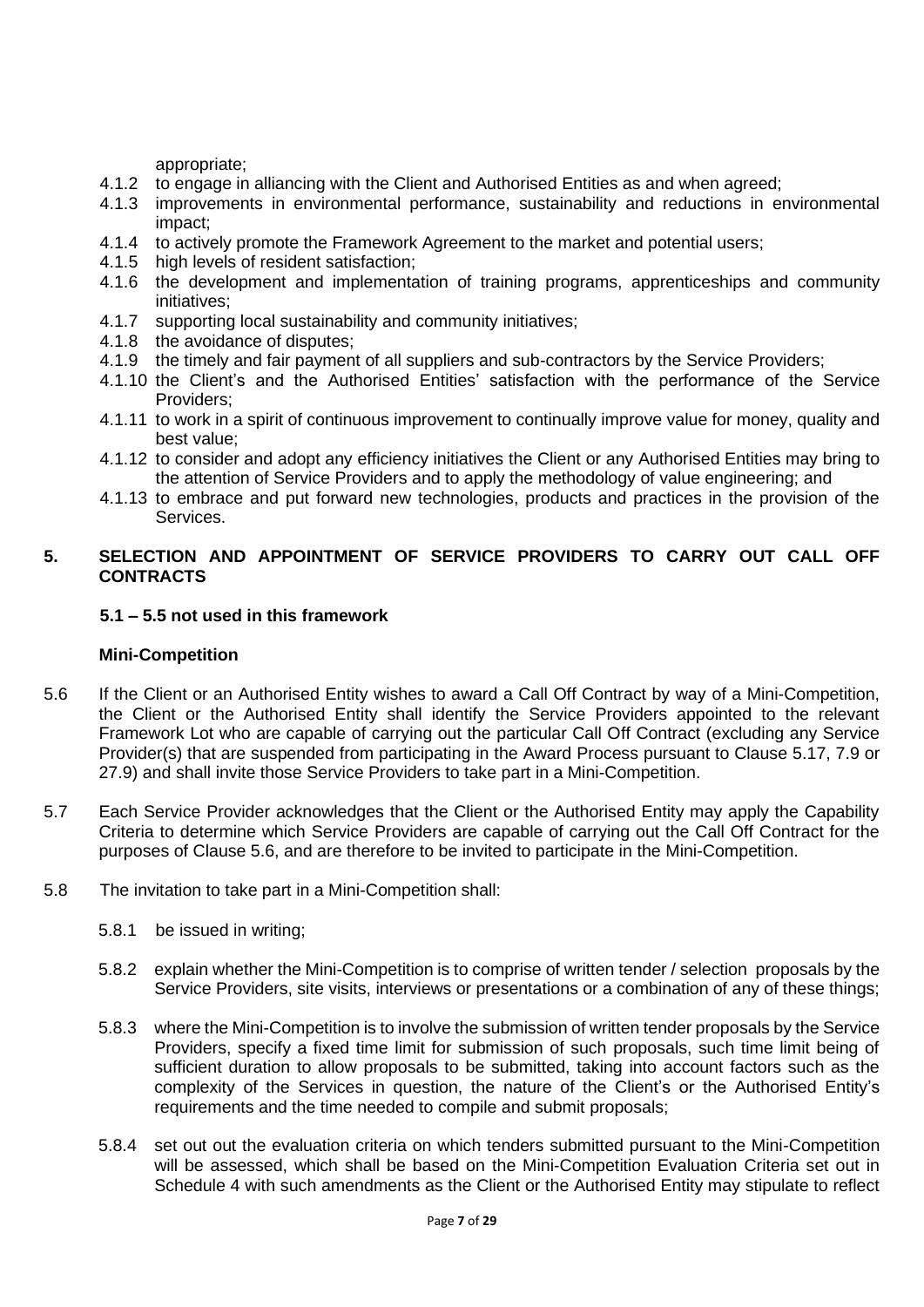appropriate;

4.1.2 to engage in alliancing with the Client and Authorised Entities as and when agreed;

4.1.3 improvements in environmental performance, sustainability and reductions in environmental impact;

4.1.4 to actively promote the Framework Agreement to the market and potential users;

4.1.5 high levels of resident satisfaction;

4.1.6 the development and implementation of training programs, apprenticeships and community initiatives;

4.1.7 supporting local sustainability and community initiatives;

4.1.8 the avoidance of disputes;

4.1.9 the timely and fair payment of all suppliers and sub-contractors by the Service Providers;

4.1.10 the Client's and the Authorised Entities' satisfaction with the performance of the Service Providers;

4.1.11 to work in a spirit of continuous improvement to continually improve value for money, quality and best value;

4.1.12 to consider and adopt any efficiency initiatives the Client or any Authorised Entities may bring to the attention of Service Providers and to apply the methodology of value engineering; and

4.1.13 to embrace and put forward new technologies, products and practices in the provision of the Services.

## 5. SELECTION AND APPOINTMENT OF SERVICE PROVIDERS TO CARRY OUT CALL OFF CONTRACTS

**5.1 – 5.5 not used in this framework**

**Mini-Competition**

5.6 If the Client or an Authorised Entity wishes to award a Call Off Contract by way of a Mini-Competition, the Client or the Authorised Entity shall identify the Service Providers appointed to the relevant Framework Lot who are capable of carrying out the particular Call Off Contract (excluding any Service Provider(s) that are suspended from participating in the Award Process pursuant to Clause 5.17, 7.9 or 27.9) and shall invite those Service Providers to take part in a Mini-Competition.

5.7 Each Service Provider acknowledges that the Client or the Authorised Entity may apply the Capability Criteria to determine which Service Providers are capable of carrying out the Call Off Contract for the purposes of Clause 5.6, and are therefore to be invited to participate in the Mini-Competition.

5.8 The invitation to take part in a Mini-Competition shall:

5.8.1 be issued in writing;

5.8.2 explain whether the Mini-Competition is to comprise of written tender / selection proposals by the Service Providers, site visits, interviews or presentations or a combination of any of these things;

5.8.3 where the Mini-Competition is to involve the submission of written tender proposals by the Service Providers, specify a fixed time limit for submission of such proposals, such time limit being of sufficient duration to allow proposals to be submitted, taking into account factors such as the complexity of the Services in question, the nature of the Client's or the Authorised Entity's requirements and the time needed to compile and submit proposals;

5.8.4 set out out the evaluation criteria on which tenders submitted pursuant to the Mini-Competition will be assessed, which shall be based on the Mini-Competition Evaluation Criteria set out in Schedule 4 with such amendments as the Client or the Authorised Entity may stipulate to reflect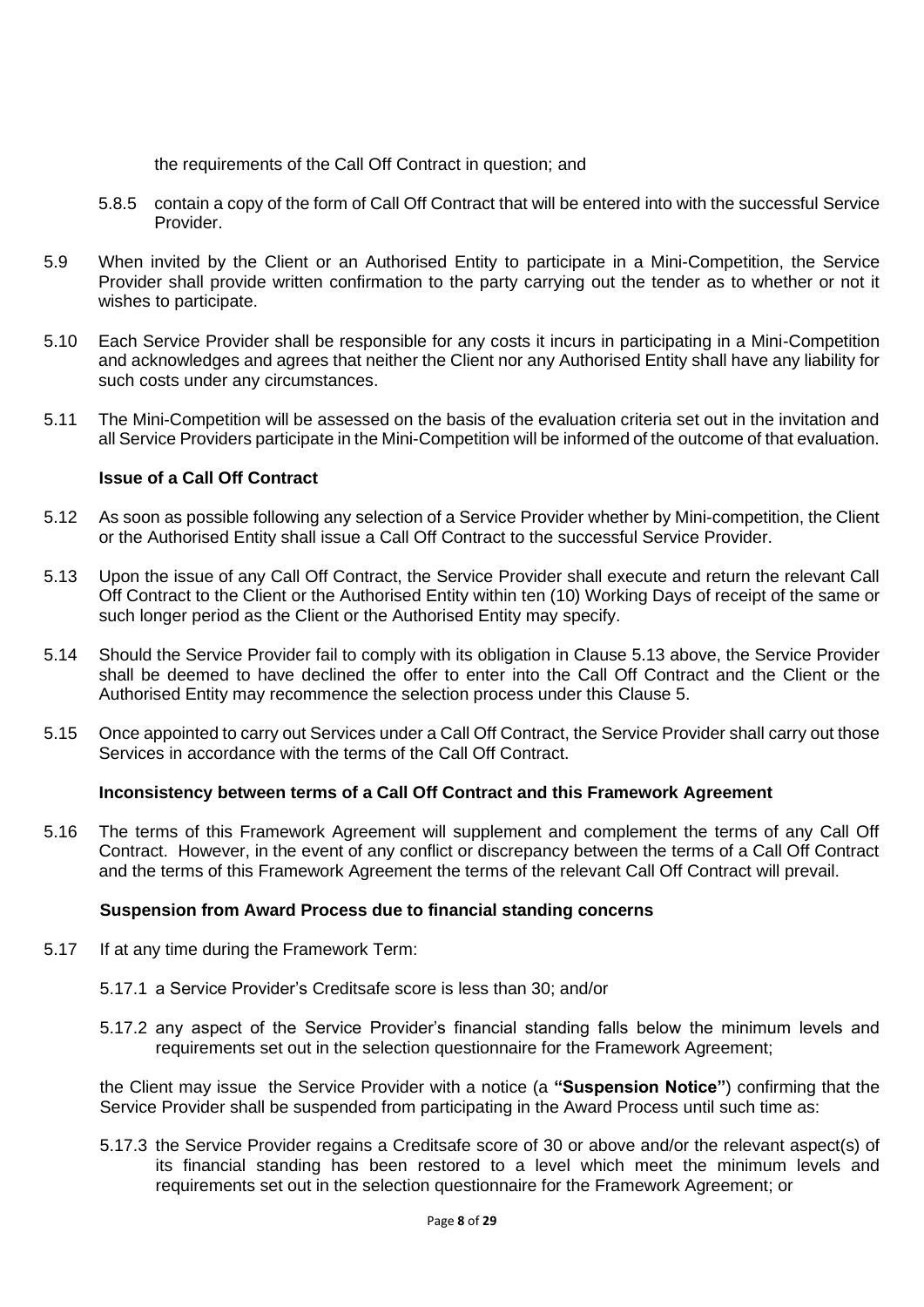the requirements of the Call Off Contract in question; and

5.8.5 contain a copy of the form of Call Off Contract that will be entered into with the successful Service Provider.

5.9 When invited by the Client or an Authorised Entity to participate in a Mini-Competition, the Service Provider shall provide written confirmation to the party carrying out the tender as to whether or not it wishes to participate.

5.10 Each Service Provider shall be responsible for any costs it incurs in participating in a Mini-Competition and acknowledges and agrees that neither the Client nor any Authorised Entity shall have any liability for such costs under any circumstances.

5.11 The Mini-Competition will be assessed on the basis of the evaluation criteria set out in the invitation and all Service Providers participate in the Mini-Competition will be informed of the outcome of that evaluation.

**Issue of a Call Off Contract**

5.12 As soon as possible following any selection of a Service Provider whether by Mini-competition, the Client or the Authorised Entity shall issue a Call Off Contract to the successful Service Provider.

5.13 Upon the issue of any Call Off Contract, the Service Provider shall execute and return the relevant Call Off Contract to the Client or the Authorised Entity within ten (10) Working Days of receipt of the same or such longer period as the Client or the Authorised Entity may specify.

5.14 Should the Service Provider fail to comply with its obligation in Clause 5.13 above, the Service Provider shall be deemed to have declined the offer to enter into the Call Off Contract and the Client or the Authorised Entity may recommence the selection process under this Clause 5.

5.15 Once appointed to carry out Services under a Call Off Contract, the Service Provider shall carry out those Services in accordance with the terms of the Call Off Contract.

**Inconsistency between terms of a Call Off Contract and this Framework Agreement**

5.16 The terms of this Framework Agreement will supplement and complement the terms of any Call Off Contract. However, in the event of any conflict or discrepancy between the terms of a Call Off Contract and the terms of this Framework Agreement the terms of the relevant Call Off Contract will prevail.

**Suspension from Award Process due to financial standing concerns**

5.17 If at any time during the Framework Term:

5.17.1 a Service Provider's Creditsafe score is less than 30; and/or

5.17.2 any aspect of the Service Provider's financial standing falls below the minimum levels and requirements set out in the selection questionnaire for the Framework Agreement;

the Client may issue the Service Provider with a notice (a **"Suspension Notice"**) confirming that the Service Provider shall be suspended from participating in the Award Process until such time as:

5.17.3 the Service Provider regains a Creditsafe score of 30 or above and/or the relevant aspect(s) of its financial standing has been restored to a level which meet the minimum levels and requirements set out in the selection questionnaire for the Framework Agreement; or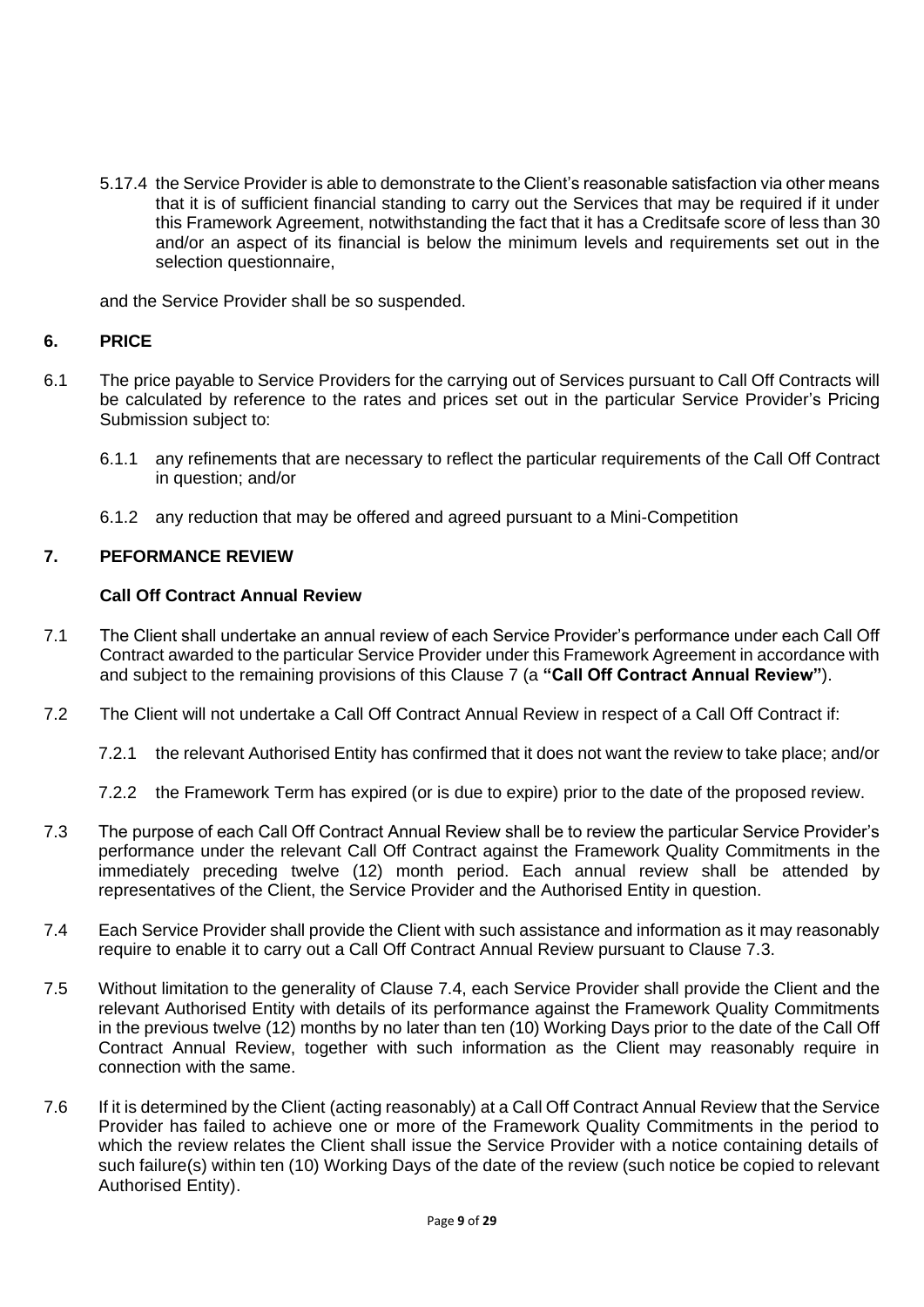5.17.4 the Service Provider is able to demonstrate to the Client's reasonable satisfaction via other means that it is of sufficient financial standing to carry out the Services that may be required if it under this Framework Agreement, notwithstanding the fact that it has a Creditsafe score of less than 30 and/or an aspect of its financial is below the minimum levels and requirements set out in the selection questionnaire,

and the Service Provider shall be so suspended.

## 6. PRICE

6.1 The price payable to Service Providers for the carrying out of Services pursuant to Call Off Contracts will be calculated by reference to the rates and prices set out in the particular Service Provider's Pricing Submission subject to:

6.1.1 any refinements that are necessary to reflect the particular requirements of the Call Off Contract in question; and/or

6.1.2 any reduction that may be offered and agreed pursuant to a Mini-Competition

## 7. PEFORMANCE REVIEW

**Call Off Contract Annual Review**

7.1 The Client shall undertake an annual review of each Service Provider's performance under each Call Off Contract awarded to the particular Service Provider under this Framework Agreement in accordance with and subject to the remaining provisions of this Clause 7 (a **"Call Off Contract Annual Review"**).

7.2 The Client will not undertake a Call Off Contract Annual Review in respect of a Call Off Contract if:

7.2.1 the relevant Authorised Entity has confirmed that it does not want the review to take place; and/or

7.2.2 the Framework Term has expired (or is due to expire) prior to the date of the proposed review.

7.3 The purpose of each Call Off Contract Annual Review shall be to review the particular Service Provider's performance under the relevant Call Off Contract against the Framework Quality Commitments in the immediately preceding twelve (12) month period. Each annual review shall be attended by representatives of the Client, the Service Provider and the Authorised Entity in question.

7.4 Each Service Provider shall provide the Client with such assistance and information as it may reasonably require to enable it to carry out a Call Off Contract Annual Review pursuant to Clause 7.3.

7.5 Without limitation to the generality of Clause 7.4, each Service Provider shall provide the Client and the relevant Authorised Entity with details of its performance against the Framework Quality Commitments in the previous twelve (12) months by no later than ten (10) Working Days prior to the date of the Call Off Contract Annual Review, together with such information as the Client may reasonably require in connection with the same.

7.6 If it is determined by the Client (acting reasonably) at a Call Off Contract Annual Review that the Service Provider has failed to achieve one or more of the Framework Quality Commitments in the period to which the review relates the Client shall issue the Service Provider with a notice containing details of such failure(s) within ten (10) Working Days of the date of the review (such notice be copied to relevant Authorised Entity).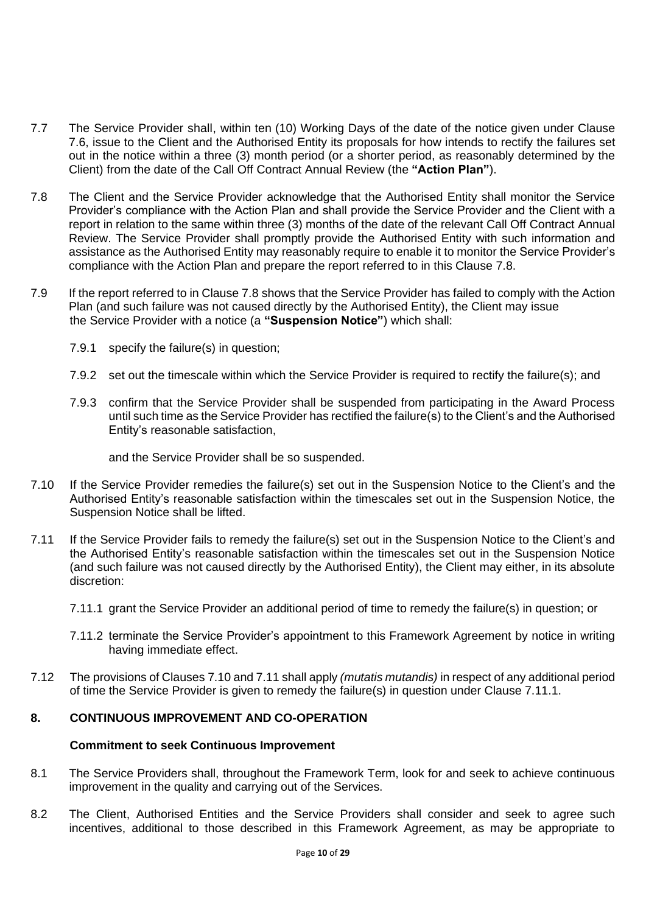7.7 The Service Provider shall, within ten (10) Working Days of the date of the notice given under Clause 7.6, issue to the Client and the Authorised Entity its proposals for how intends to rectify the failures set out in the notice within a three (3) month period (or a shorter period, as reasonably determined by the Client) from the date of the Call Off Contract Annual Review (the **"Action Plan"**).

7.8 The Client and the Service Provider acknowledge that the Authorised Entity shall monitor the Service Provider's compliance with the Action Plan and shall provide the Service Provider and the Client with a report in relation to the same within three (3) months of the date of the relevant Call Off Contract Annual Review. The Service Provider shall promptly provide the Authorised Entity with such information and assistance as the Authorised Entity may reasonably require to enable it to monitor the Service Provider's compliance with the Action Plan and prepare the report referred to in this Clause 7.8.

7.9 If the report referred to in Clause 7.8 shows that the Service Provider has failed to comply with the Action Plan (and such failure was not caused directly by the Authorised Entity), the Client may issue the Service Provider with a notice (a **"Suspension Notice"**) which shall:

7.9.1 specify the failure(s) in question;

7.9.2 set out the timescale within which the Service Provider is required to rectify the failure(s); and

7.9.3 confirm that the Service Provider shall be suspended from participating in the Award Process until such time as the Service Provider has rectified the failure(s) to the Client's and the Authorised Entity's reasonable satisfaction,

and the Service Provider shall be so suspended.

7.10 If the Service Provider remedies the failure(s) set out in the Suspension Notice to the Client's and the Authorised Entity's reasonable satisfaction within the timescales set out in the Suspension Notice, the Suspension Notice shall be lifted.

7.11 If the Service Provider fails to remedy the failure(s) set out in the Suspension Notice to the Client's and the Authorised Entity's reasonable satisfaction within the timescales set out in the Suspension Notice (and such failure was not caused directly by the Authorised Entity), the Client may either, in its absolute discretion:

7.11.1 grant the Service Provider an additional period of time to remedy the failure(s) in question; or

7.11.2 terminate the Service Provider's appointment to this Framework Agreement by notice in writing having immediate effect.

7.12 The provisions of Clauses 7.10 and 7.11 shall apply *(mutatis mutandis)* in respect of any additional period of time the Service Provider is given to remedy the failure(s) in question under Clause 7.11.1.

## 8. CONTINUOUS IMPROVEMENT AND CO-OPERATION

### Commitment to seek Continuous Improvement

8.1 The Service Providers shall, throughout the Framework Term, look for and seek to achieve continuous improvement in the quality and carrying out of the Services.

8.2 The Client, Authorised Entities and the Service Providers shall consider and seek to agree such incentives, additional to those described in this Framework Agreement, as may be appropriate to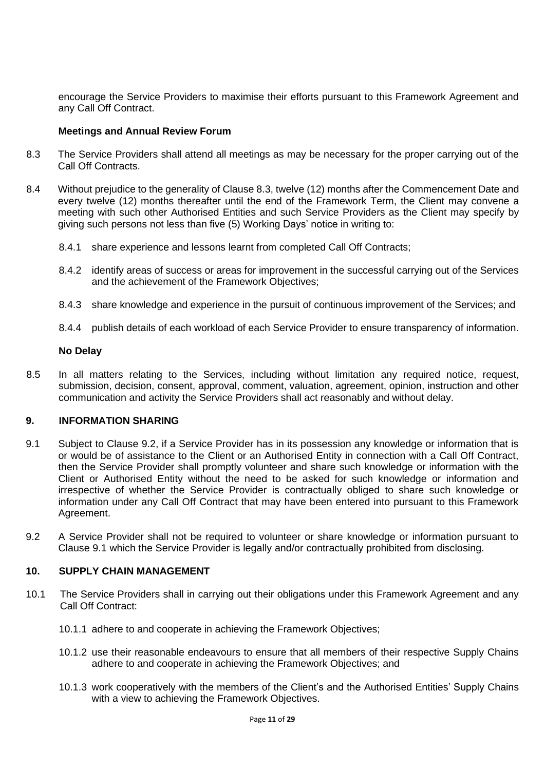encourage the Service Providers to maximise their efforts pursuant to this Framework Agreement and any Call Off Contract.

**Meetings and Annual Review Forum**

8.3 The Service Providers shall attend all meetings as may be necessary for the proper carrying out of the Call Off Contracts.

8.4 Without prejudice to the generality of Clause 8.3, twelve (12) months after the Commencement Date and every twelve (12) months thereafter until the end of the Framework Term, the Client may convene a meeting with such other Authorised Entities and such Service Providers as the Client may specify by giving such persons not less than five (5) Working Days' notice in writing to:

8.4.1 share experience and lessons learnt from completed Call Off Contracts;

8.4.2 identify areas of success or areas for improvement in the successful carrying out of the Services and the achievement of the Framework Objectives;

8.4.3 share knowledge and experience in the pursuit of continuous improvement of the Services; and

8.4.4 publish details of each workload of each Service Provider to ensure transparency of information.

**No Delay**

8.5 In all matters relating to the Services, including without limitation any required notice, request, submission, decision, consent, approval, comment, valuation, agreement, opinion, instruction and other communication and activity the Service Providers shall act reasonably and without delay.

## 9. INFORMATION SHARING

9.1 Subject to Clause 9.2, if a Service Provider has in its possession any knowledge or information that is or would be of assistance to the Client or an Authorised Entity in connection with a Call Off Contract, then the Service Provider shall promptly volunteer and share such knowledge or information with the Client or Authorised Entity without the need to be asked for such knowledge or information and irrespective of whether the Service Provider is contractually obliged to share such knowledge or information under any Call Off Contract that may have been entered into pursuant to this Framework Agreement.

9.2 A Service Provider shall not be required to volunteer or share knowledge or information pursuant to Clause 9.1 which the Service Provider is legally and/or contractually prohibited from disclosing.

## 10. SUPPLY CHAIN MANAGEMENT

10.1 The Service Providers shall in carrying out their obligations under this Framework Agreement and any Call Off Contract:

10.1.1 adhere to and cooperate in achieving the Framework Objectives;

10.1.2 use their reasonable endeavours to ensure that all members of their respective Supply Chains adhere to and cooperate in achieving the Framework Objectives; and

10.1.3 work cooperatively with the members of the Client's and the Authorised Entities' Supply Chains with a view to achieving the Framework Objectives.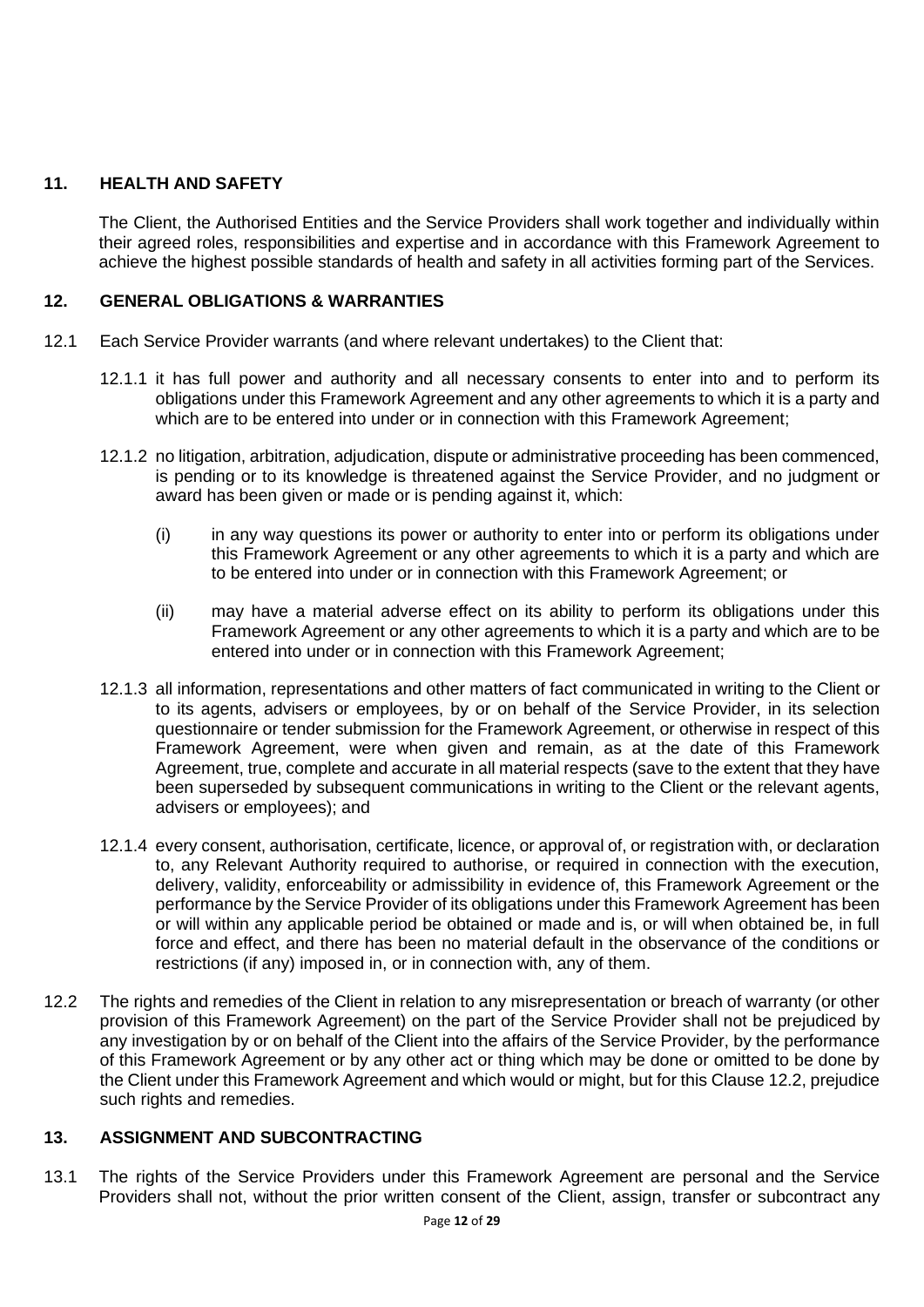## 11. HEALTH AND SAFETY

The Client, the Authorised Entities and the Service Providers shall work together and individually within their agreed roles, responsibilities and expertise and in accordance with this Framework Agreement to achieve the highest possible standards of health and safety in all activities forming part of the Services.

## 12. GENERAL OBLIGATIONS & WARRANTIES

12.1 Each Service Provider warrants (and where relevant undertakes) to the Client that:

12.1.1 it has full power and authority and all necessary consents to enter into and to perform its obligations under this Framework Agreement and any other agreements to which it is a party and which are to be entered into under or in connection with this Framework Agreement;

12.1.2 no litigation, arbitration, adjudication, dispute or administrative proceeding has been commenced, is pending or to its knowledge is threatened against the Service Provider, and no judgment or award has been given or made or is pending against it, which:

(i) in any way questions its power or authority to enter into or perform its obligations under this Framework Agreement or any other agreements to which it is a party and which are to be entered into under or in connection with this Framework Agreement; or

(ii) may have a material adverse effect on its ability to perform its obligations under this Framework Agreement or any other agreements to which it is a party and which are to be entered into under or in connection with this Framework Agreement;

12.1.3 all information, representations and other matters of fact communicated in writing to the Client or to its agents, advisers or employees, by or on behalf of the Service Provider, in its selection questionnaire or tender submission for the Framework Agreement, or otherwise in respect of this Framework Agreement, were when given and remain, as at the date of this Framework Agreement, true, complete and accurate in all material respects (save to the extent that they have been superseded by subsequent communications in writing to the Client or the relevant agents, advisers or employees); and

12.1.4 every consent, authorisation, certificate, licence, or approval of, or registration with, or declaration to, any Relevant Authority required to authorise, or required in connection with the execution, delivery, validity, enforceability or admissibility in evidence of, this Framework Agreement or the performance by the Service Provider of its obligations under this Framework Agreement has been or will within any applicable period be obtained or made and is, or will when obtained be, in full force and effect, and there has been no material default in the observance of the conditions or restrictions (if any) imposed in, or in connection with, any of them.

12.2 The rights and remedies of the Client in relation to any misrepresentation or breach of warranty (or other provision of this Framework Agreement) on the part of the Service Provider shall not be prejudiced by any investigation by or on behalf of the Client into the affairs of the Service Provider, by the performance of this Framework Agreement or by any other act or thing which may be done or omitted to be done by the Client under this Framework Agreement and which would or might, but for this Clause 12.2, prejudice such rights and remedies.

## 13. ASSIGNMENT AND SUBCONTRACTING

13.1 The rights of the Service Providers under this Framework Agreement are personal and the Service Providers shall not, without the prior written consent of the Client, assign, transfer or subcontract any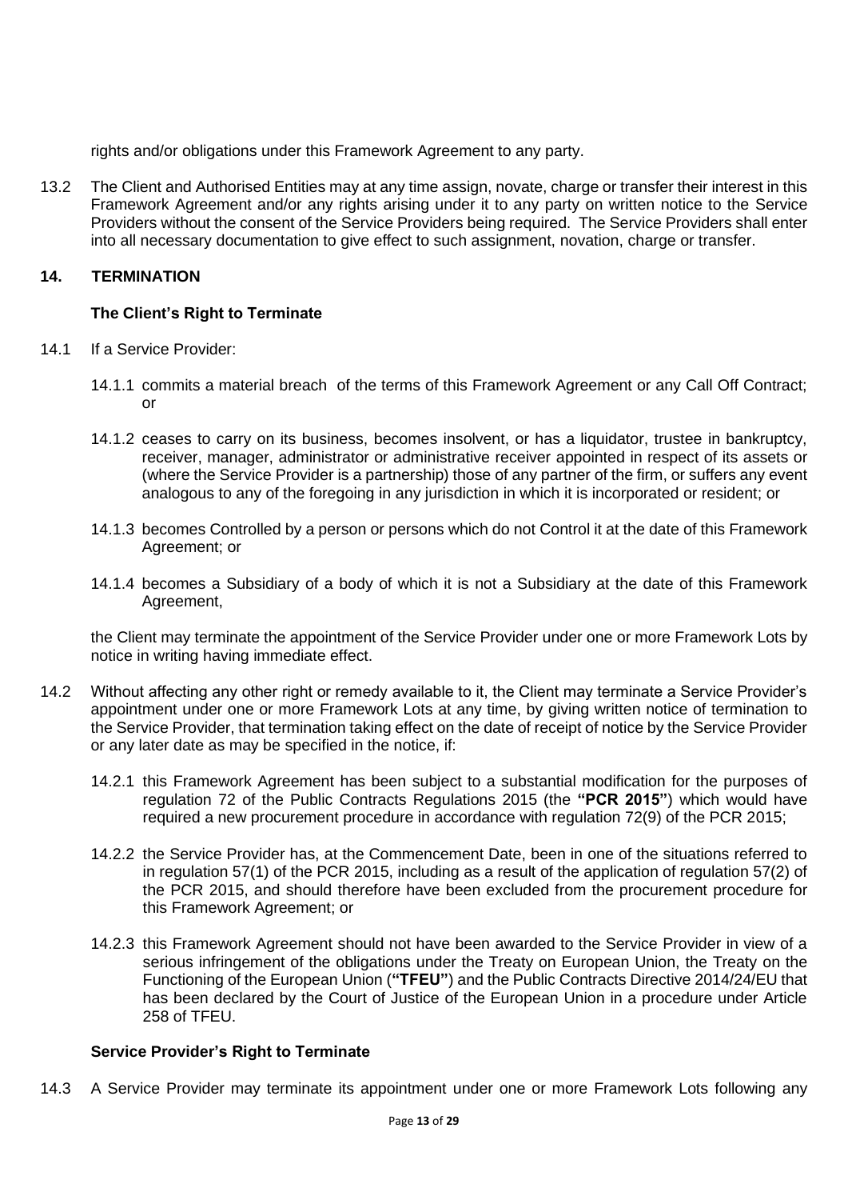rights and/or obligations under this Framework Agreement to any party.

13.2 The Client and Authorised Entities may at any time assign, novate, charge or transfer their interest in this Framework Agreement and/or any rights arising under it to any party on written notice to the Service Providers without the consent of the Service Providers being required. The Service Providers shall enter into all necessary documentation to give effect to such assignment, novation, charge or transfer.

## 14. TERMINATION

### The Client's Right to Terminate

14.1 If a Service Provider:

14.1.1 commits a material breach of the terms of this Framework Agreement or any Call Off Contract; or

14.1.2 ceases to carry on its business, becomes insolvent, or has a liquidator, trustee in bankruptcy, receiver, manager, administrator or administrative receiver appointed in respect of its assets or (where the Service Provider is a partnership) those of any partner of the firm, or suffers any event analogous to any of the foregoing in any jurisdiction in which it is incorporated or resident; or

14.1.3 becomes Controlled by a person or persons which do not Control it at the date of this Framework Agreement; or

14.1.4 becomes a Subsidiary of a body of which it is not a Subsidiary at the date of this Framework Agreement,

the Client may terminate the appointment of the Service Provider under one or more Framework Lots by notice in writing having immediate effect.

14.2 Without affecting any other right or remedy available to it, the Client may terminate a Service Provider's appointment under one or more Framework Lots at any time, by giving written notice of termination to the Service Provider, that termination taking effect on the date of receipt of notice by the Service Provider or any later date as may be specified in the notice, if:

14.2.1 this Framework Agreement has been subject to a substantial modification for the purposes of regulation 72 of the Public Contracts Regulations 2015 (the **"PCR 2015"**) which would have required a new procurement procedure in accordance with regulation 72(9) of the PCR 2015;

14.2.2 the Service Provider has, at the Commencement Date, been in one of the situations referred to in regulation 57(1) of the PCR 2015, including as a result of the application of regulation 57(2) of the PCR 2015, and should therefore have been excluded from the procurement procedure for this Framework Agreement; or

14.2.3 this Framework Agreement should not have been awarded to the Service Provider in view of a serious infringement of the obligations under the Treaty on European Union, the Treaty on the Functioning of the European Union (**"TFEU"**) and the Public Contracts Directive 2014/24/EU that has been declared by the Court of Justice of the European Union in a procedure under Article 258 of TFEU.

### Service Provider's Right to Terminate

14.3 A Service Provider may terminate its appointment under one or more Framework Lots following any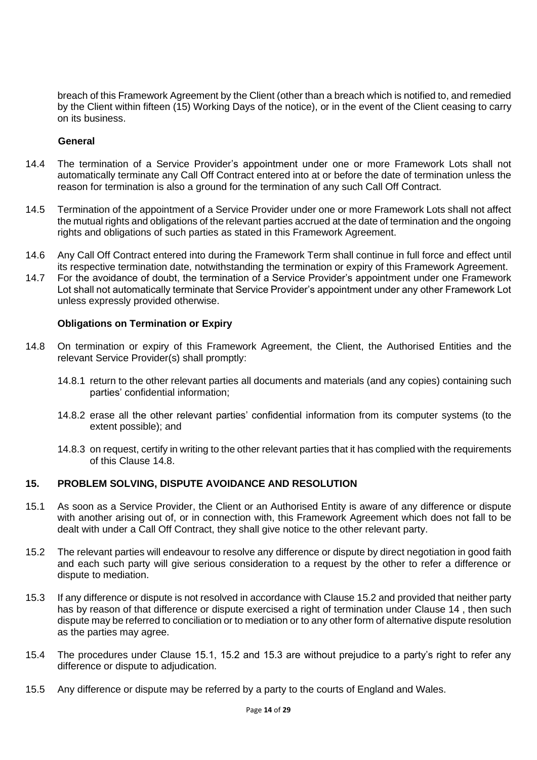breach of this Framework Agreement by the Client (other than a breach which is notified to, and remedied by the Client within fifteen (15) Working Days of the notice), or in the event of the Client ceasing to carry on its business.

**General**

14.4 The termination of a Service Provider's appointment under one or more Framework Lots shall not automatically terminate any Call Off Contract entered into at or before the date of termination unless the reason for termination is also a ground for the termination of any such Call Off Contract.

14.5 Termination of the appointment of a Service Provider under one or more Framework Lots shall not affect the mutual rights and obligations of the relevant parties accrued at the date of termination and the ongoing rights and obligations of such parties as stated in this Framework Agreement.

14.6 Any Call Off Contract entered into during the Framework Term shall continue in full force and effect until its respective termination date, notwithstanding the termination or expiry of this Framework Agreement.

14.7 For the avoidance of doubt, the termination of a Service Provider's appointment under one Framework Lot shall not automatically terminate that Service Provider's appointment under any other Framework Lot unless expressly provided otherwise.

**Obligations on Termination or Expiry**

14.8 On termination or expiry of this Framework Agreement, the Client, the Authorised Entities and the relevant Service Provider(s) shall promptly:

14.8.1 return to the other relevant parties all documents and materials (and any copies) containing such parties' confidential information;

14.8.2 erase all the other relevant parties' confidential information from its computer systems (to the extent possible); and

14.8.3 on request, certify in writing to the other relevant parties that it has complied with the requirements of this Clause 14.8.

## 15. PROBLEM SOLVING, DISPUTE AVOIDANCE AND RESOLUTION

15.1 As soon as a Service Provider, the Client or an Authorised Entity is aware of any difference or dispute with another arising out of, or in connection with, this Framework Agreement which does not fall to be dealt with under a Call Off Contract, they shall give notice to the other relevant party.

15.2 The relevant parties will endeavour to resolve any difference or dispute by direct negotiation in good faith and each such party will give serious consideration to a request by the other to refer a difference or dispute to mediation.

15.3 If any difference or dispute is not resolved in accordance with Clause 15.2 and provided that neither party has by reason of that difference or dispute exercised a right of termination under Clause 14 , then such dispute may be referred to conciliation or to mediation or to any other form of alternative dispute resolution as the parties may agree.

15.4 The procedures under Clause 15.1, 15.2 and 15.3 are without prejudice to a party's right to refer any difference or dispute to adjudication.

15.5 Any difference or dispute may be referred by a party to the courts of England and Wales.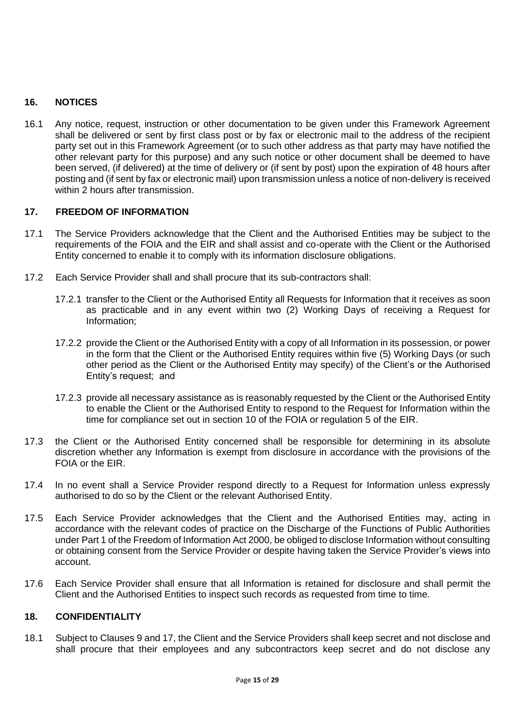## 16. NOTICES

16.1 Any notice, request, instruction or other documentation to be given under this Framework Agreement shall be delivered or sent by first class post or by fax or electronic mail to the address of the recipient party set out in this Framework Agreement (or to such other address as that party may have notified the other relevant party for this purpose) and any such notice or other document shall be deemed to have been served, (if delivered) at the time of delivery or (if sent by post) upon the expiration of 48 hours after posting and (if sent by fax or electronic mail) upon transmission unless a notice of non-delivery is received within 2 hours after transmission.

## 17. FREEDOM OF INFORMATION

17.1 The Service Providers acknowledge that the Client and the Authorised Entities may be subject to the requirements of the FOIA and the EIR and shall assist and co-operate with the Client or the Authorised Entity concerned to enable it to comply with its information disclosure obligations.

17.2 Each Service Provider shall and shall procure that its sub-contractors shall:

17.2.1 transfer to the Client or the Authorised Entity all Requests for Information that it receives as soon as practicable and in any event within two (2) Working Days of receiving a Request for Information;

17.2.2 provide the Client or the Authorised Entity with a copy of all Information in its possession, or power in the form that the Client or the Authorised Entity requires within five (5) Working Days (or such other period as the Client or the Authorised Entity may specify) of the Client's or the Authorised Entity's request; and

17.2.3 provide all necessary assistance as is reasonably requested by the Client or the Authorised Entity to enable the Client or the Authorised Entity to respond to the Request for Information within the time for compliance set out in section 10 of the FOIA or regulation 5 of the EIR.

17.3 the Client or the Authorised Entity concerned shall be responsible for determining in its absolute discretion whether any Information is exempt from disclosure in accordance with the provisions of the FOIA or the EIR.

17.4 In no event shall a Service Provider respond directly to a Request for Information unless expressly authorised to do so by the Client or the relevant Authorised Entity.

17.5 Each Service Provider acknowledges that the Client and the Authorised Entities may, acting in accordance with the relevant codes of practice on the Discharge of the Functions of Public Authorities under Part 1 of the Freedom of Information Act 2000, be obliged to disclose Information without consulting or obtaining consent from the Service Provider or despite having taken the Service Provider's views into account.

17.6 Each Service Provider shall ensure that all Information is retained for disclosure and shall permit the Client and the Authorised Entities to inspect such records as requested from time to time.

## 18. CONFIDENTIALITY

18.1 Subject to Clauses 9 and 17, the Client and the Service Providers shall keep secret and not disclose and shall procure that their employees and any subcontractors keep secret and do not disclose any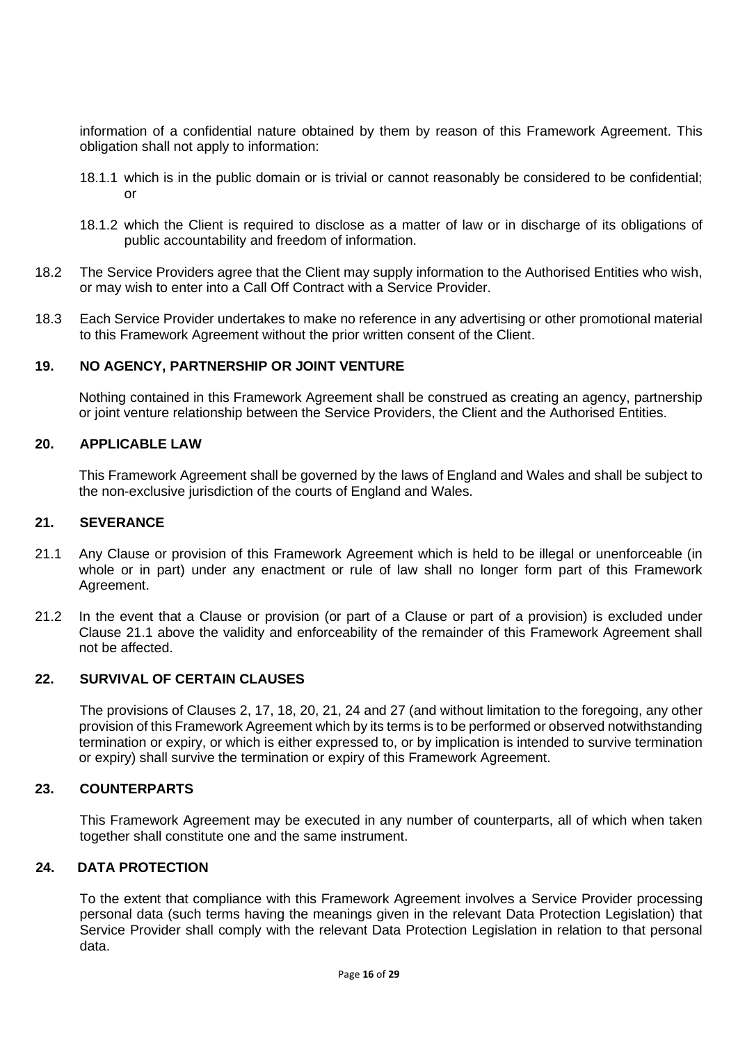information of a confidential nature obtained by them by reason of this Framework Agreement. This obligation shall not apply to information:

18.1.1 which is in the public domain or is trivial or cannot reasonably be considered to be confidential; or

18.1.2 which the Client is required to disclose as a matter of law or in discharge of its obligations of public accountability and freedom of information.

18.2 The Service Providers agree that the Client may supply information to the Authorised Entities who wish, or may wish to enter into a Call Off Contract with a Service Provider.

18.3 Each Service Provider undertakes to make no reference in any advertising or other promotional material to this Framework Agreement without the prior written consent of the Client.

## 19. NO AGENCY, PARTNERSHIP OR JOINT VENTURE

Nothing contained in this Framework Agreement shall be construed as creating an agency, partnership or joint venture relationship between the Service Providers, the Client and the Authorised Entities.

## 20. APPLICABLE LAW

This Framework Agreement shall be governed by the laws of England and Wales and shall be subject to the non-exclusive jurisdiction of the courts of England and Wales.

## 21. SEVERANCE

21.1 Any Clause or provision of this Framework Agreement which is held to be illegal or unenforceable (in whole or in part) under any enactment or rule of law shall no longer form part of this Framework Agreement.

21.2 In the event that a Clause or provision (or part of a Clause or part of a provision) is excluded under Clause 21.1 above the validity and enforceability of the remainder of this Framework Agreement shall not be affected.

## 22. SURVIVAL OF CERTAIN CLAUSES

The provisions of Clauses 2, 17, 18, 20, 21, 24 and 27 (and without limitation to the foregoing, any other provision of this Framework Agreement which by its terms is to be performed or observed notwithstanding termination or expiry, or which is either expressed to, or by implication is intended to survive termination or expiry) shall survive the termination or expiry of this Framework Agreement.

## 23. COUNTERPARTS

This Framework Agreement may be executed in any number of counterparts, all of which when taken together shall constitute one and the same instrument.

## 24. DATA PROTECTION

To the extent that compliance with this Framework Agreement involves a Service Provider processing personal data (such terms having the meanings given in the relevant Data Protection Legislation) that Service Provider shall comply with the relevant Data Protection Legislation in relation to that personal data.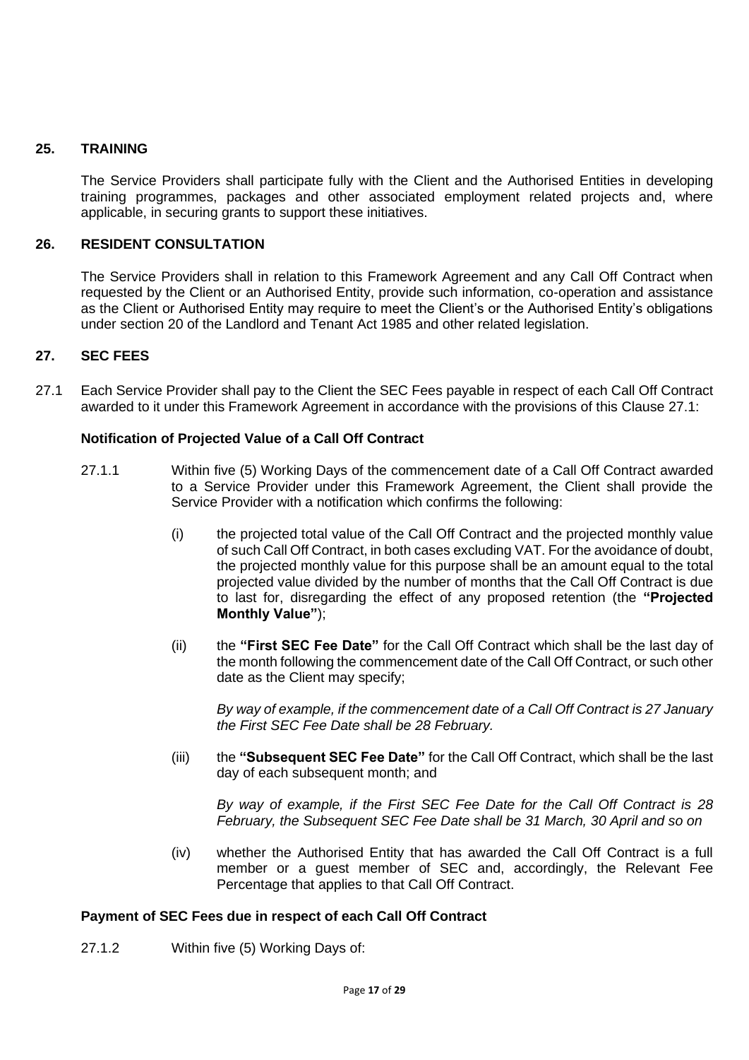## 25. TRAINING

The Service Providers shall participate fully with the Client and the Authorised Entities in developing training programmes, packages and other associated employment related projects and, where applicable, in securing grants to support these initiatives.

## 26. RESIDENT CONSULTATION

The Service Providers shall in relation to this Framework Agreement and any Call Off Contract when requested by the Client or an Authorised Entity, provide such information, co-operation and assistance as the Client or Authorised Entity may require to meet the Client's or the Authorised Entity's obligations under section 20 of the Landlord and Tenant Act 1985 and other related legislation.

## 27. SEC FEES

27.1 Each Service Provider shall pay to the Client the SEC Fees payable in respect of each Call Off Contract awarded to it under this Framework Agreement in accordance with the provisions of this Clause 27.1:

**Notification of Projected Value of a Call Off Contract**

27.1.1 Within five (5) Working Days of the commencement date of a Call Off Contract awarded to a Service Provider under this Framework Agreement, the Client shall provide the Service Provider with a notification which confirms the following:

(i) the projected total value of the Call Off Contract and the projected monthly value of such Call Off Contract, in both cases excluding VAT. For the avoidance of doubt, the projected monthly value for this purpose shall be an amount equal to the total projected value divided by the number of months that the Call Off Contract is due to last for, disregarding the effect of any proposed retention (the **"Projected Monthly Value"**);

(ii) the **"First SEC Fee Date"** for the Call Off Contract which shall be the last day of the month following the commencement date of the Call Off Contract, or such other date as the Client may specify;

*By way of example, if the commencement date of a Call Off Contract is 27 January the First SEC Fee Date shall be 28 February.*

(iii) the **"Subsequent SEC Fee Date"** for the Call Off Contract, which shall be the last day of each subsequent month; and

*By way of example, if the First SEC Fee Date for the Call Off Contract is 28 February, the Subsequent SEC Fee Date shall be 31 March, 30 April and so on*

(iv) whether the Authorised Entity that has awarded the Call Off Contract is a full member or a guest member of SEC and, accordingly, the Relevant Fee Percentage that applies to that Call Off Contract.

**Payment of SEC Fees due in respect of each Call Off Contract**

27.1.2 Within five (5) Working Days of: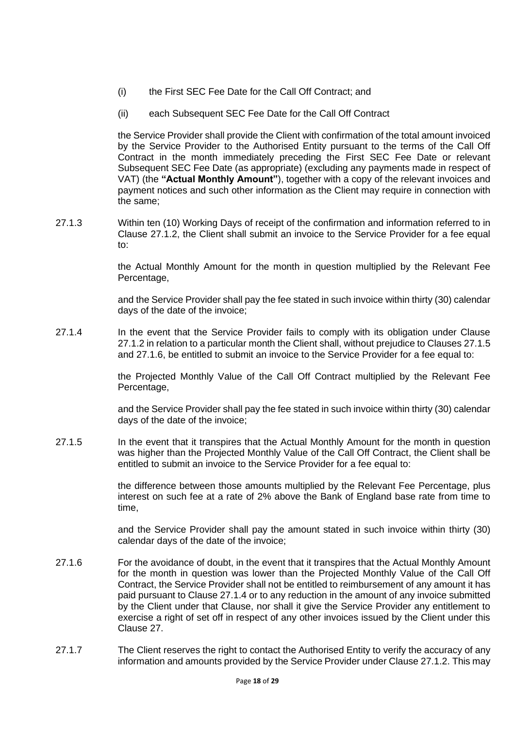(i) the First SEC Fee Date for the Call Off Contract; and

(ii) each Subsequent SEC Fee Date for the Call Off Contract

the Service Provider shall provide the Client with confirmation of the total amount invoiced by the Service Provider to the Authorised Entity pursuant to the terms of the Call Off Contract in the month immediately preceding the First SEC Fee Date or relevant Subsequent SEC Fee Date (as appropriate) (excluding any payments made in respect of VAT) (the **"Actual Monthly Amount"**), together with a copy of the relevant invoices and payment notices and such other information as the Client may require in connection with the same;

27.1.3 Within ten (10) Working Days of receipt of the confirmation and information referred to in Clause 27.1.2, the Client shall submit an invoice to the Service Provider for a fee equal to:

the Actual Monthly Amount for the month in question multiplied by the Relevant Fee Percentage,

and the Service Provider shall pay the fee stated in such invoice within thirty (30) calendar days of the date of the invoice;

27.1.4 In the event that the Service Provider fails to comply with its obligation under Clause 27.1.2 in relation to a particular month the Client shall, without prejudice to Clauses 27.1.5 and 27.1.6, be entitled to submit an invoice to the Service Provider for a fee equal to:

the Projected Monthly Value of the Call Off Contract multiplied by the Relevant Fee Percentage,

and the Service Provider shall pay the fee stated in such invoice within thirty (30) calendar days of the date of the invoice;

27.1.5 In the event that it transpires that the Actual Monthly Amount for the month in question was higher than the Projected Monthly Value of the Call Off Contract, the Client shall be entitled to submit an invoice to the Service Provider for a fee equal to:

the difference between those amounts multiplied by the Relevant Fee Percentage, plus interest on such fee at a rate of 2% above the Bank of England base rate from time to time,

and the Service Provider shall pay the amount stated in such invoice within thirty (30) calendar days of the date of the invoice;

27.1.6 For the avoidance of doubt, in the event that it transpires that the Actual Monthly Amount for the month in question was lower than the Projected Monthly Value of the Call Off Contract, the Service Provider shall not be entitled to reimbursement of any amount it has paid pursuant to Clause 27.1.4 or to any reduction in the amount of any invoice submitted by the Client under that Clause, nor shall it give the Service Provider any entitlement to exercise a right of set off in respect of any other invoices issued by the Client under this Clause 27.

27.1.7 The Client reserves the right to contact the Authorised Entity to verify the accuracy of any information and amounts provided by the Service Provider under Clause 27.1.2. This may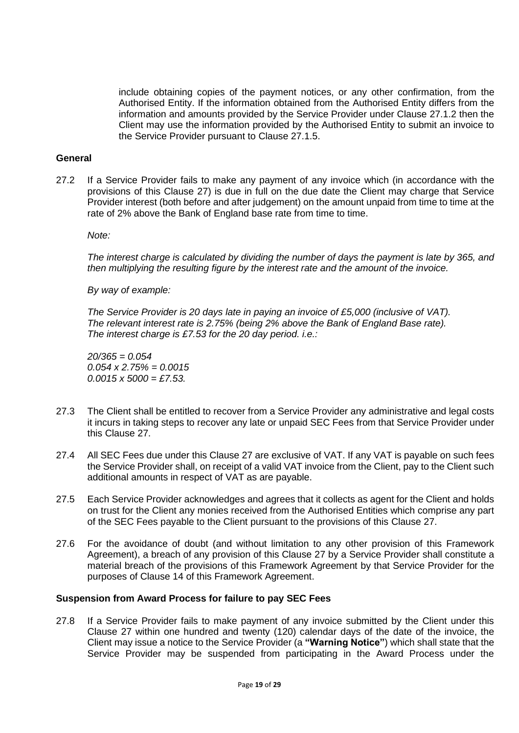include obtaining copies of the payment notices, or any other confirmation, from the Authorised Entity. If the information obtained from the Authorised Entity differs from the information and amounts provided by the Service Provider under Clause 27.1.2 then the Client may use the information provided by the Authorised Entity to submit an invoice to the Service Provider pursuant to Clause 27.1.5.

**General**

27.2 If a Service Provider fails to make any payment of any invoice which (in accordance with the provisions of this Clause 27) is due in full on the due date the Client may charge that Service Provider interest (both before and after judgement) on the amount unpaid from time to time at the rate of 2% above the Bank of England base rate from time to time.

*Note:*

*The interest charge is calculated by dividing the number of days the payment is late by 365, and then multiplying the resulting figure by the interest rate and the amount of the invoice.*

*By way of example:*

*The Service Provider is 20 days late in paying an invoice of £5,000 (inclusive of VAT).*
*The relevant interest rate is 2.75% (being 2% above the Bank of England Base rate).*
*The interest charge is £7.53 for the 20 day period. i.e.:*

*20/365 = 0.054*
*0.054 x 2.75% = 0.0015*
*0.0015 x 5000 = £7.53.*

27.3 The Client shall be entitled to recover from a Service Provider any administrative and legal costs it incurs in taking steps to recover any late or unpaid SEC Fees from that Service Provider under this Clause 27.

27.4 All SEC Fees due under this Clause 27 are exclusive of VAT. If any VAT is payable on such fees the Service Provider shall, on receipt of a valid VAT invoice from the Client, pay to the Client such additional amounts in respect of VAT as are payable.

27.5 Each Service Provider acknowledges and agrees that it collects as agent for the Client and holds on trust for the Client any monies received from the Authorised Entities which comprise any part of the SEC Fees payable to the Client pursuant to the provisions of this Clause 27.

27.6 For the avoidance of doubt (and without limitation to any other provision of this Framework Agreement), a breach of any provision of this Clause 27 by a Service Provider shall constitute a material breach of the provisions of this Framework Agreement by that Service Provider for the purposes of Clause 14 of this Framework Agreement.

**Suspension from Award Process for failure to pay SEC Fees**

27.8 If a Service Provider fails to make payment of any invoice submitted by the Client under this Clause 27 within one hundred and twenty (120) calendar days of the date of the invoice, the Client may issue a notice to the Service Provider (a **"Warning Notice"**) which shall state that the Service Provider may be suspended from participating in the Award Process under the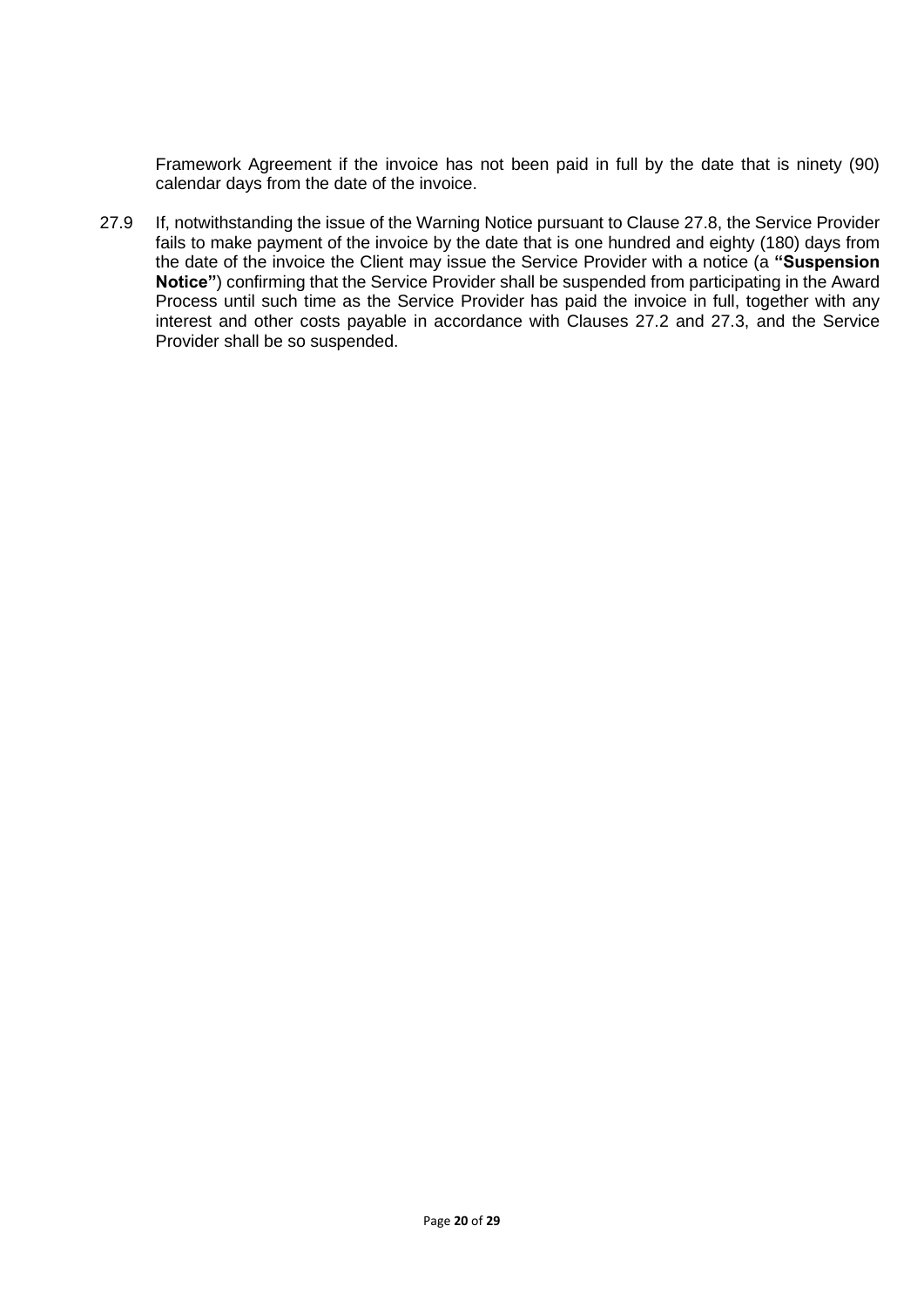Framework Agreement if the invoice has not been paid in full by the date that is ninety (90) calendar days from the date of the invoice.

27.9 If, notwithstanding the issue of the Warning Notice pursuant to Clause 27.8, the Service Provider fails to make payment of the invoice by the date that is one hundred and eighty (180) days from the date of the invoice the Client may issue the Service Provider with a notice (a **"Suspension Notice"**) confirming that the Service Provider shall be suspended from participating in the Award Process until such time as the Service Provider has paid the invoice in full, together with any interest and other costs payable in accordance with Clauses 27.2 and 27.3, and the Service Provider shall be so suspended.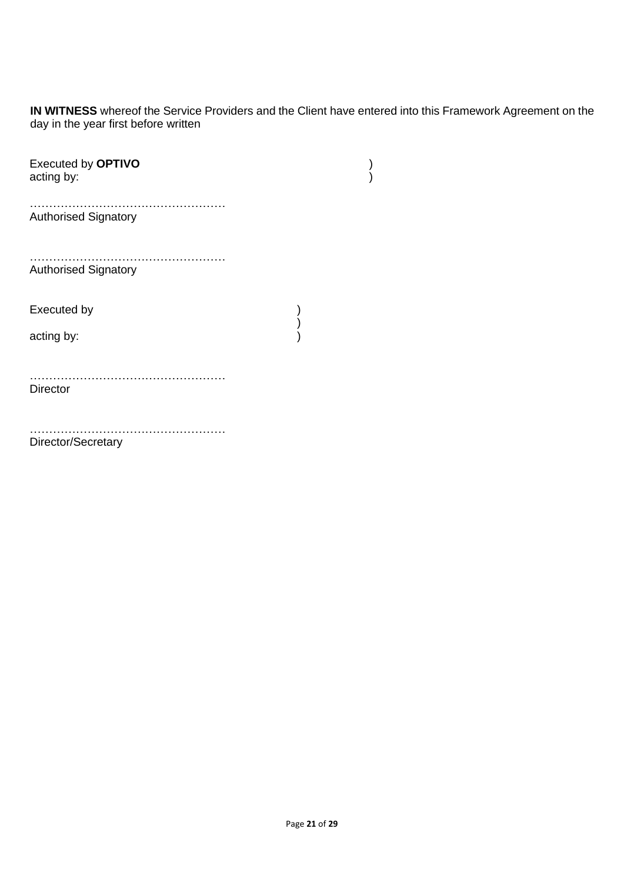**IN WITNESS** whereof the Service Providers and the Client have entered into this Framework Agreement on the day in the year first before written

Executed by **OPTIVO** )
acting by: )

……………………………………………
Authorised Signatory

……………………………………………
Authorised Signatory

Executed by )
)
acting by: )

……………………………………………
Director

……………………………………………
Director/Secretary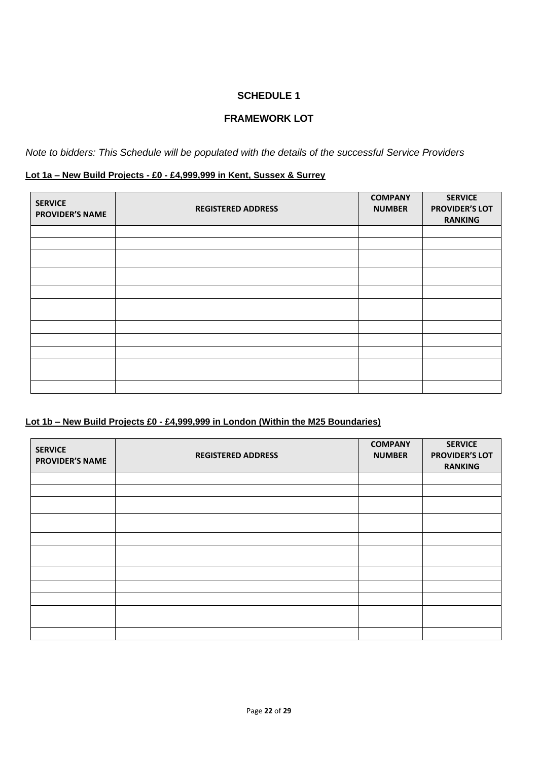# SCHEDULE 1

## FRAMEWORK LOT

*Note to bidders: This Schedule will be populated with the details of the successful Service Providers*

**Lot 1a – New Build Projects - £0 - £4,999,999 in Kent, Sussex & Surrey**

| SERVICE PROVIDER'S NAME | REGISTERED ADDRESS | COMPANY NUMBER | SERVICE PROVIDER'S LOT RANKING |
|---|---|---|---|
| | | | |
| | | | |
| | | | |
| | | | |
| | | | |
| | | | |
| | | | |
| | | | |
| | | | |
| | | | |
| | | | |

**Lot 1b – New Build Projects £0 - £4,999,999 in London (Within the M25 Boundaries)**

| SERVICE PROVIDER'S NAME | REGISTERED ADDRESS | COMPANY NUMBER | SERVICE PROVIDER'S LOT RANKING |
|---|---|---|---|
| | | | |
| | | | |
| | | | |
| | | | |
| | | | |
| | | | |
| | | | |
| | | | |
| | | | |
| | | | |
| | | | |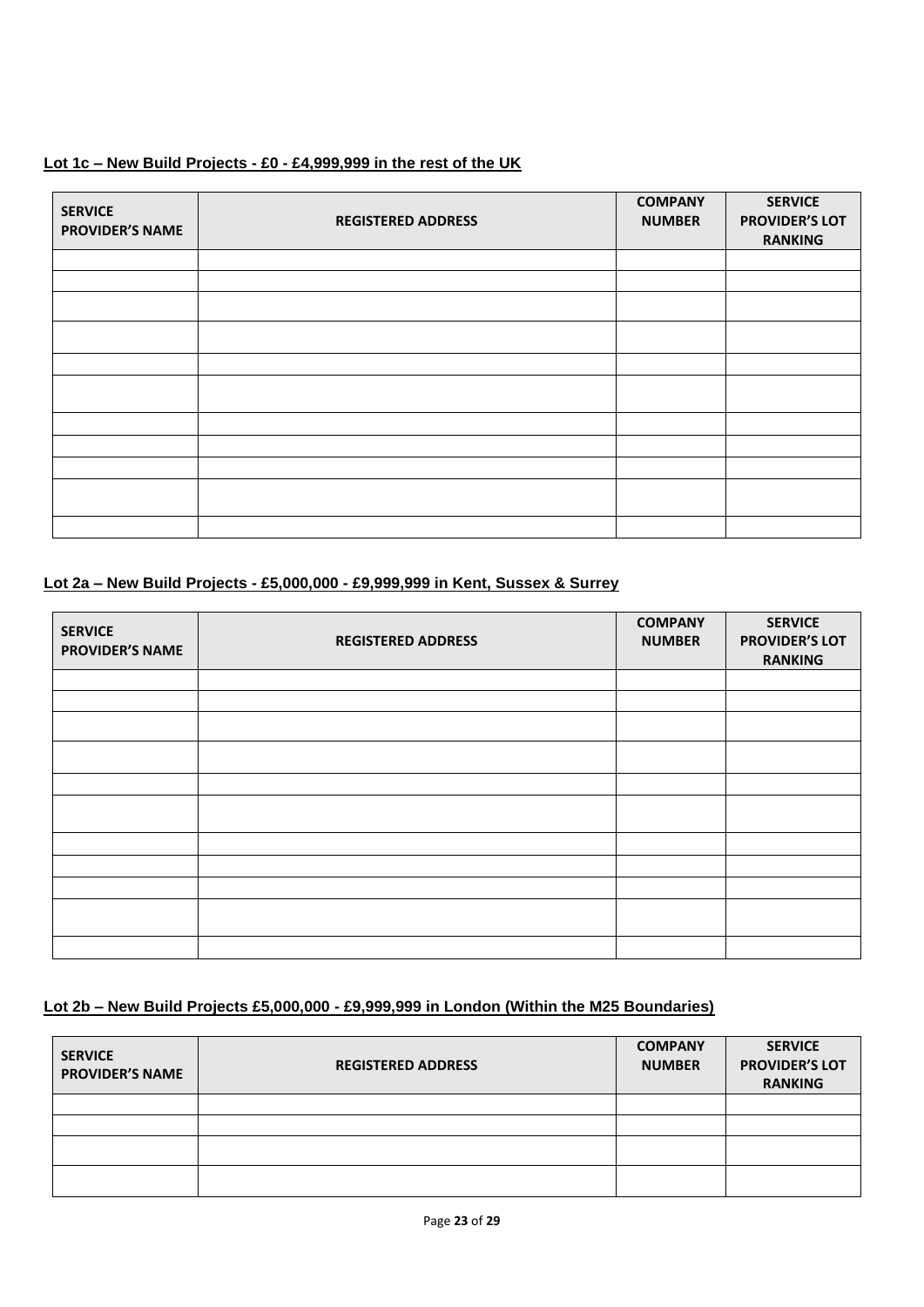**Lot 1c – New Build Projects - £0 - £4,999,999 in the rest of the UK**

| SERVICE PROVIDER'S NAME | REGISTERED ADDRESS | COMPANY NUMBER | SERVICE PROVIDER'S LOT RANKING |
|---|---|---|---|
| | | | |
| | | | |
| | | | |
| | | | |
| | | | |
| | | | |
| | | | |
| | | | |
| | | | |
| | | | |
| | | | |

**Lot 2a – New Build Projects - £5,000,000 - £9,999,999 in Kent, Sussex & Surrey**

| SERVICE PROVIDER'S NAME | REGISTERED ADDRESS | COMPANY NUMBER | SERVICE PROVIDER'S LOT RANKING |
|---|---|---|---|
| | | | |
| | | | |
| | | | |
| | | | |
| | | | |
| | | | |
| | | | |
| | | | |
| | | | |
| | | | |
| | | | |

**Lot 2b – New Build Projects £5,000,000 - £9,999,999 in London (Within the M25 Boundaries)**

| SERVICE PROVIDER'S NAME | REGISTERED ADDRESS | COMPANY NUMBER | SERVICE PROVIDER'S LOT RANKING |
|---|---|---|---|
| | | | |
| | | | |
| | | | |
| | | | |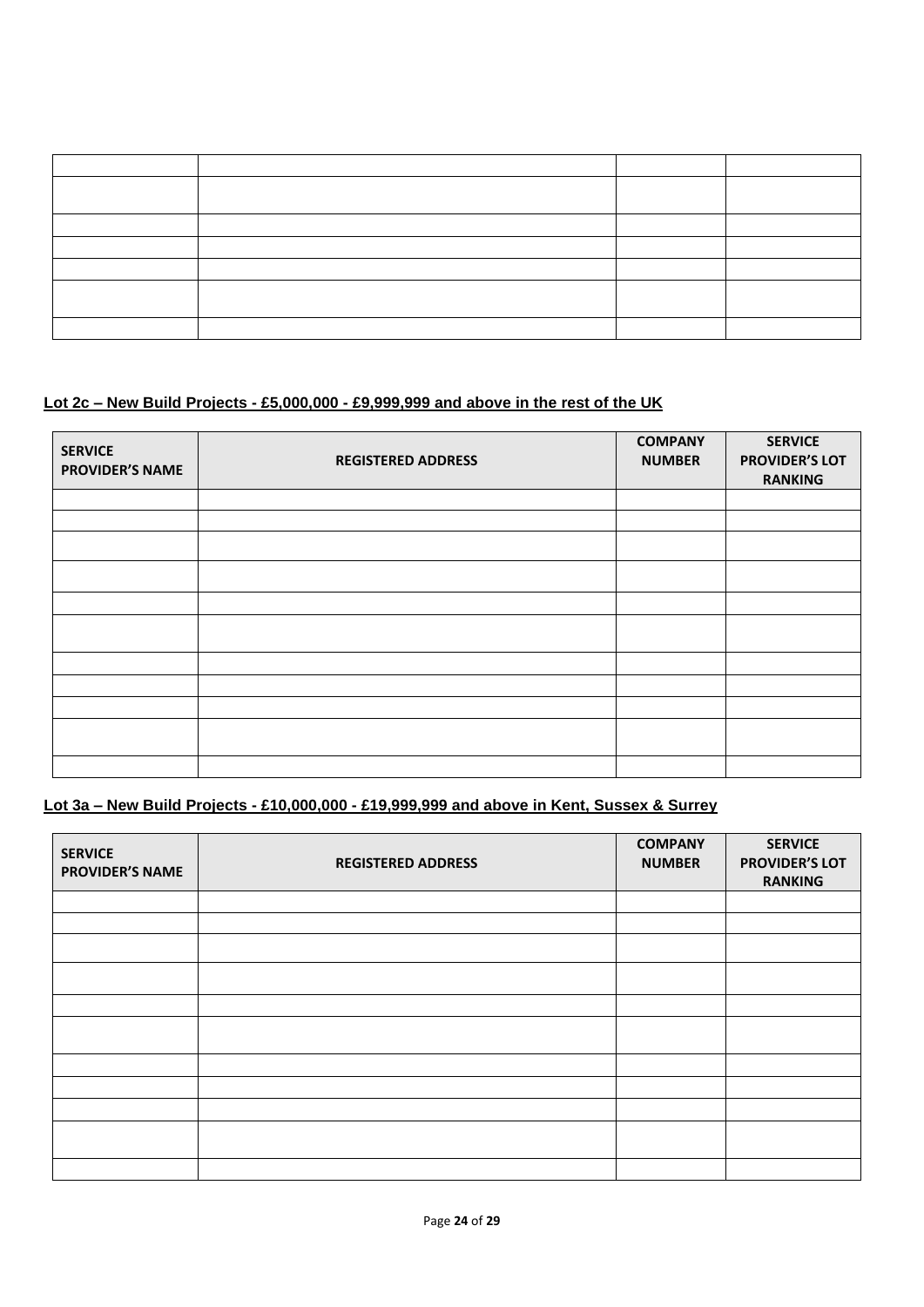| | | | |
|---|---|---|---|
| | | | |
| | | | |
| | | | |
| | | | |
| | | | |
| | | | |
| | | | |

**Lot 2c – New Build Projects - £5,000,000 - £9,999,999 and above in the rest of the UK**

| SERVICE PROVIDER'S NAME | REGISTERED ADDRESS | COMPANY NUMBER | SERVICE PROVIDER'S LOT RANKING |
|---|---|---|---|
| | | | |
| | | | |
| | | | |
| | | | |
| | | | |
| | | | |
| | | | |
| | | | |
| | | | |
| | | | |
| | | | |

**Lot 3a – New Build Projects - £10,000,000 - £19,999,999 and above in Kent, Sussex & Surrey**

| SERVICE PROVIDER'S NAME | REGISTERED ADDRESS | COMPANY NUMBER | SERVICE PROVIDER'S LOT RANKING |
|---|---|---|---|
| | | | |
| | | | |
| | | | |
| | | | |
| | | | |
| | | | |
| | | | |
| | | | |
| | | | |
| | | | |
| | | | |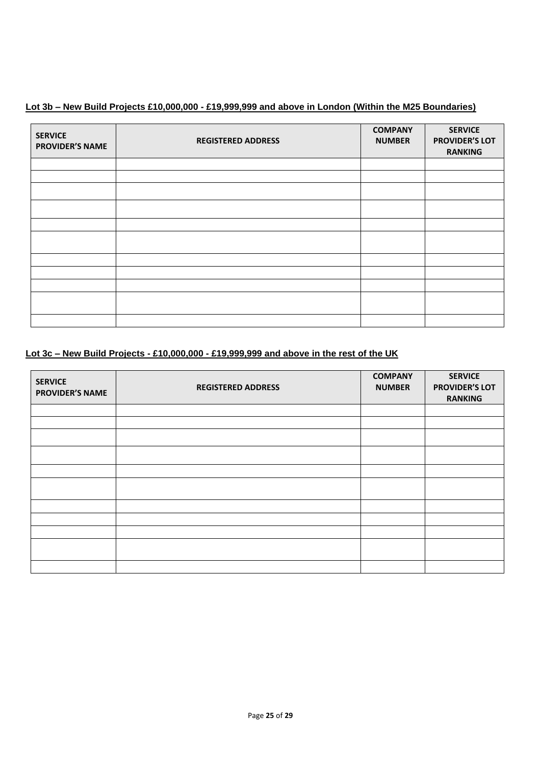**<u>Lot 3b – New Build Projects £10,000,000 - £19,999,999 and above in London (Within the M25 Boundaries)</u>**

| SERVICE PROVIDER'S NAME | REGISTERED ADDRESS | COMPANY NUMBER | SERVICE PROVIDER'S LOT RANKING |
|---|---|---|---|
| | | | |
| | | | |
| | | | |
| | | | |
| | | | |
| | | | |
| | | | |
| | | | |
| | | | |
| | | | |
| | | | |

**<u>Lot 3c – New Build Projects - £10,000,000 - £19,999,999 and above in the rest of the UK</u>**

| SERVICE PROVIDER'S NAME | REGISTERED ADDRESS | COMPANY NUMBER | SERVICE PROVIDER'S LOT RANKING |
|---|---|---|---|
| | | | |
| | | | |
| | | | |
| | | | |
| | | | |
| | | | |
| | | | |
| | | | |
| | | | |
| | | | |
| | | | |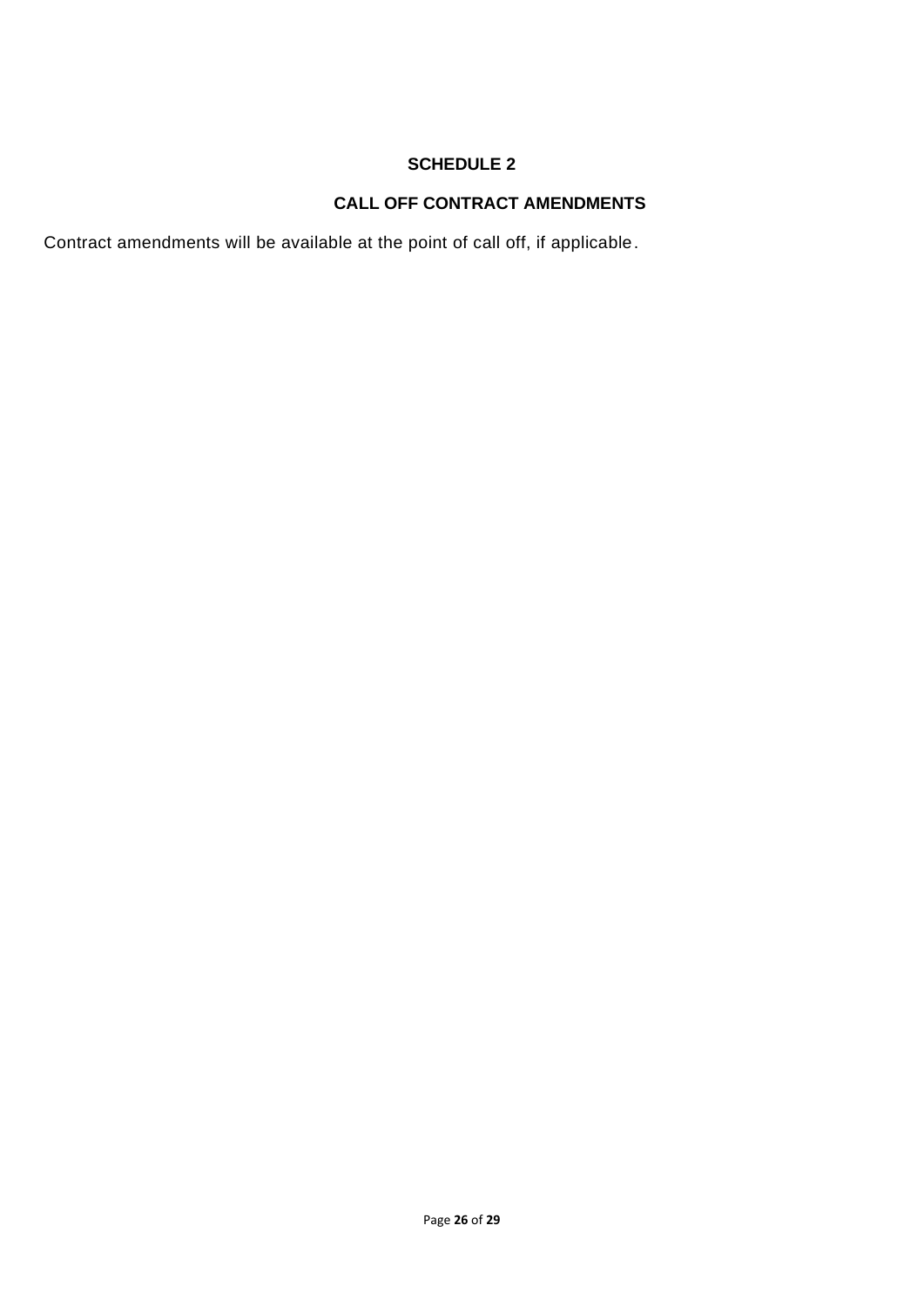# SCHEDULE 2

## CALL OFF CONTRACT AMENDMENTS

Contract amendments will be available at the point of call off, if applicable.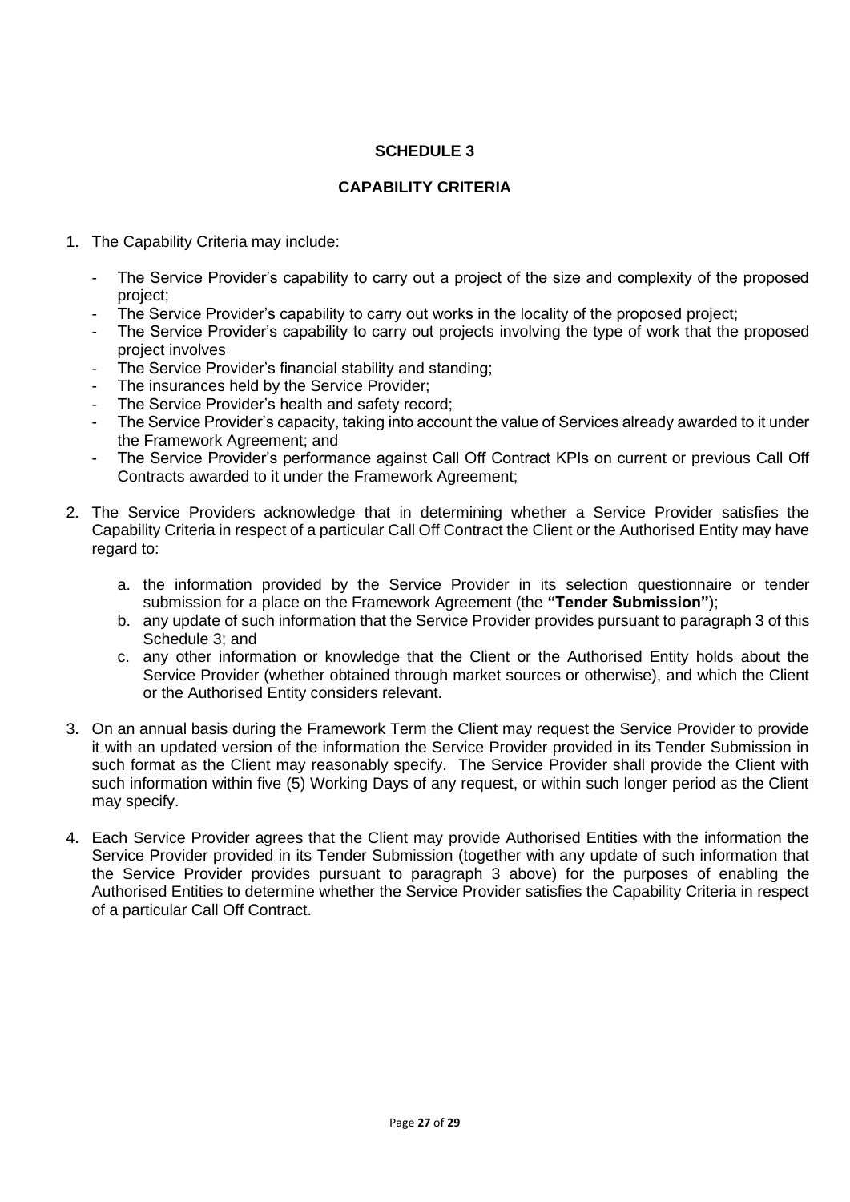# SCHEDULE 3

## CAPABILITY CRITERIA

1. The Capability Criteria may include:

   - The Service Provider's capability to carry out a project of the size and complexity of the proposed project;
   - The Service Provider's capability to carry out works in the locality of the proposed project;
   - The Service Provider's capability to carry out projects involving the type of work that the proposed project involves
   - The Service Provider's financial stability and standing;
   - The insurances held by the Service Provider;
   - The Service Provider's health and safety record;
   - The Service Provider's capacity, taking into account the value of Services already awarded to it under the Framework Agreement; and
   - The Service Provider's performance against Call Off Contract KPIs on current or previous Call Off Contracts awarded to it under the Framework Agreement;

2. The Service Providers acknowledge that in determining whether a Service Provider satisfies the Capability Criteria in respect of a particular Call Off Contract the Client or the Authorised Entity may have regard to:

   a. the information provided by the Service Provider in its selection questionnaire or tender submission for a place on the Framework Agreement (the **"Tender Submission"**);
   b. any update of such information that the Service Provider provides pursuant to paragraph 3 of this Schedule 3; and
   c. any other information or knowledge that the Client or the Authorised Entity holds about the Service Provider (whether obtained through market sources or otherwise), and which the Client or the Authorised Entity considers relevant.

3. On an annual basis during the Framework Term the Client may request the Service Provider to provide it with an updated version of the information the Service Provider provided in its Tender Submission in such format as the Client may reasonably specify. The Service Provider shall provide the Client with such information within five (5) Working Days of any request, or within such longer period as the Client may specify.

4. Each Service Provider agrees that the Client may provide Authorised Entities with the information the Service Provider provided in its Tender Submission (together with any update of such information that the Service Provider provides pursuant to paragraph 3 above) for the purposes of enabling the Authorised Entities to determine whether the Service Provider satisfies the Capability Criteria in respect of a particular Call Off Contract.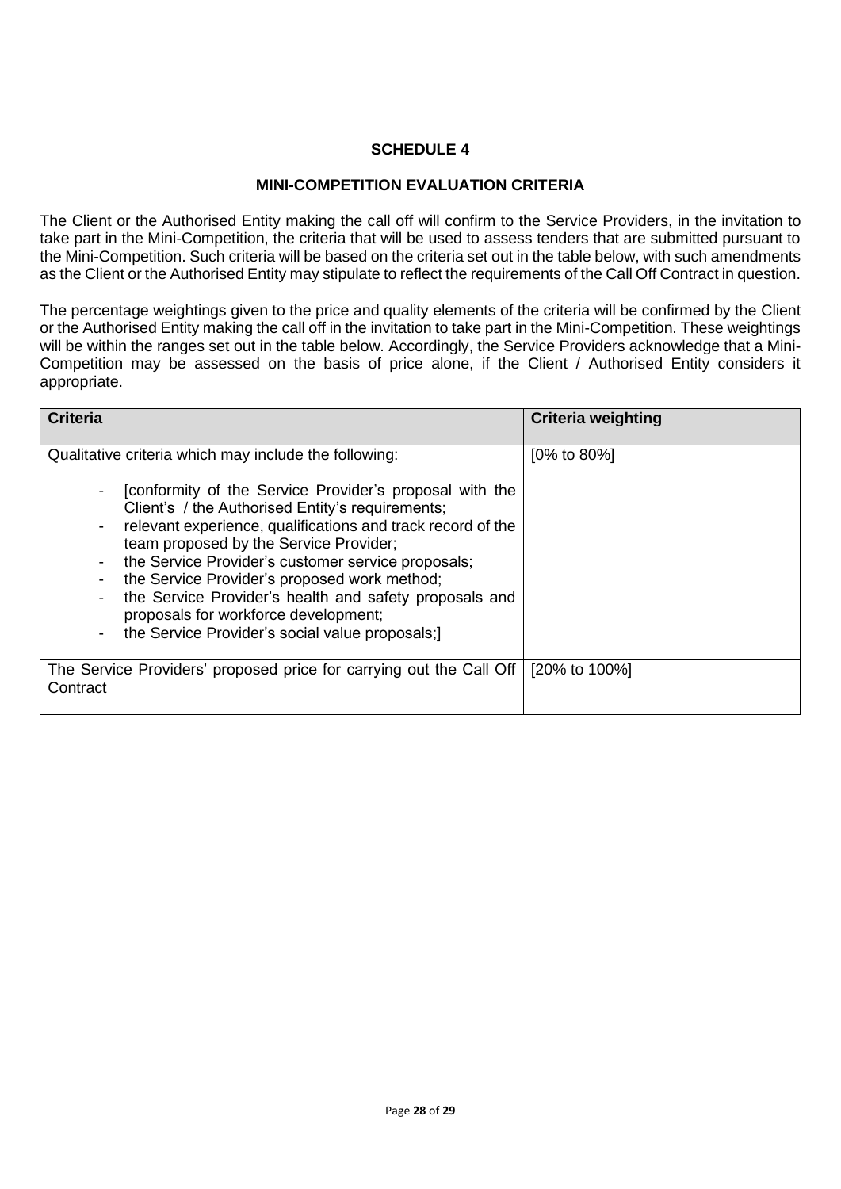# SCHEDULE 4

## MINI-COMPETITION EVALUATION CRITERIA

The Client or the Authorised Entity making the call off will confirm to the Service Providers, in the invitation to take part in the Mini-Competition, the criteria that will be used to assess tenders that are submitted pursuant to the Mini-Competition. Such criteria will be based on the criteria set out in the table below, with such amendments as the Client or the Authorised Entity may stipulate to reflect the requirements of the Call Off Contract in question.

The percentage weightings given to the price and quality elements of the criteria will be confirmed by the Client or the Authorised Entity making the call off in the invitation to take part in the Mini-Competition. These weightings will be within the ranges set out in the table below. Accordingly, the Service Providers acknowledge that a Mini-Competition may be assessed on the basis of price alone, if the Client / Authorised Entity considers it appropriate.

| Criteria | Criteria weighting |
|---|---|
| Qualitative criteria which may include the following:<br><br>- [conformity of the Service Provider's proposal with the Client's / the Authorised Entity's requirements;<br>- relevant experience, qualifications and track record of the team proposed by the Service Provider;<br>- the Service Provider's customer service proposals;<br>- the Service Provider's proposed work method;<br>- the Service Provider's health and safety proposals and proposals for workforce development;<br>- the Service Provider's social value proposals;] | [0% to 80%] |
| The Service Providers' proposed price for carrying out the Call Off Contract | [20% to 100%] |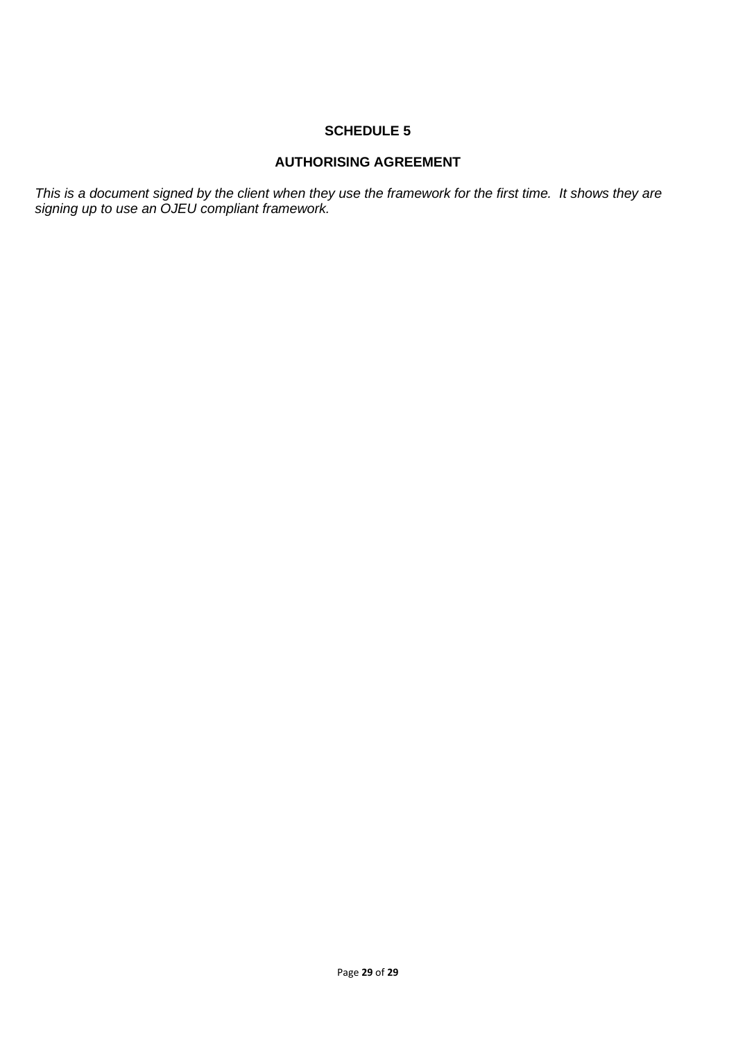## SCHEDULE 5

## AUTHORISING AGREEMENT

*This is a document signed by the client when they use the framework for the first time. It shows they are signing up to use an OJEU compliant framework.*